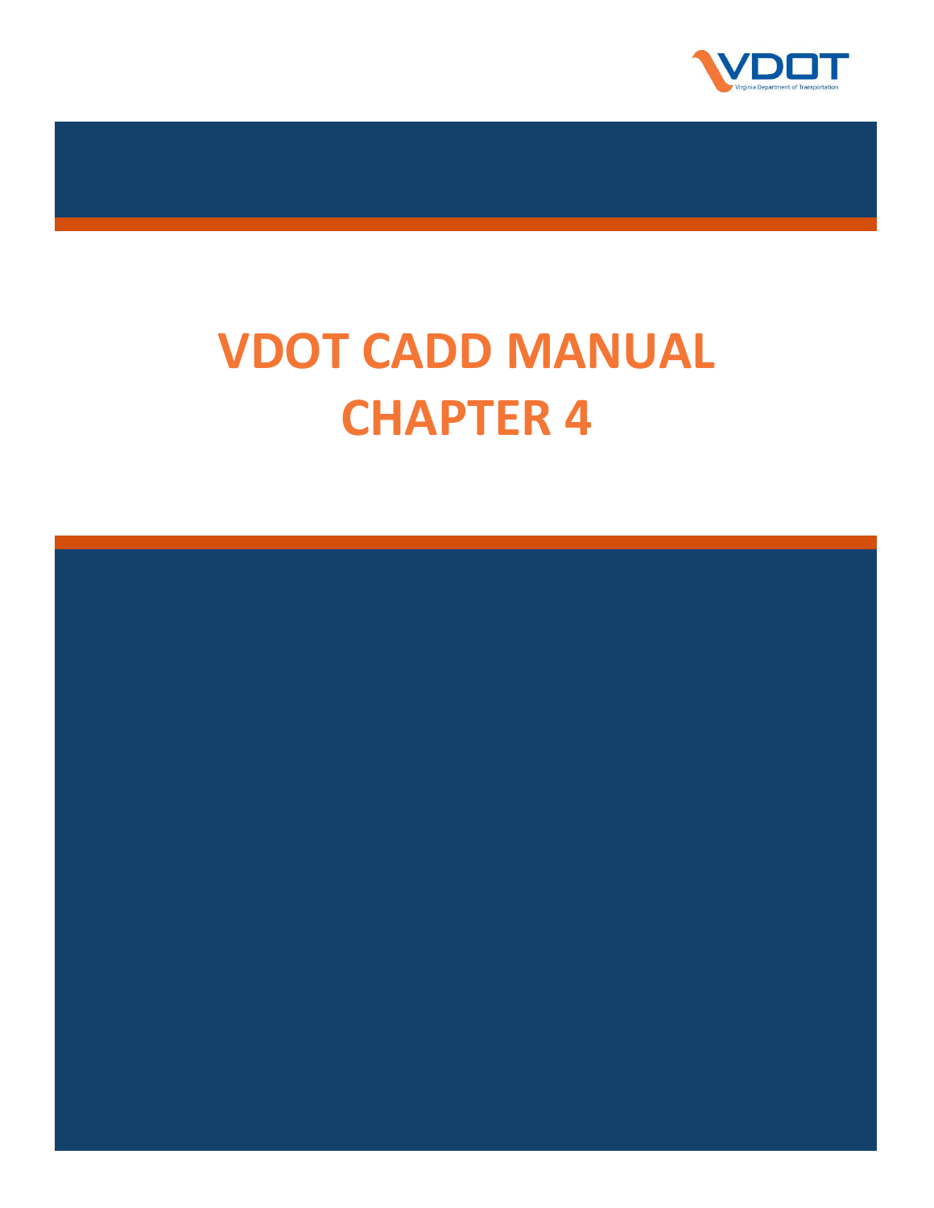# VDOT CADD MANUAL

# CHAPTER 4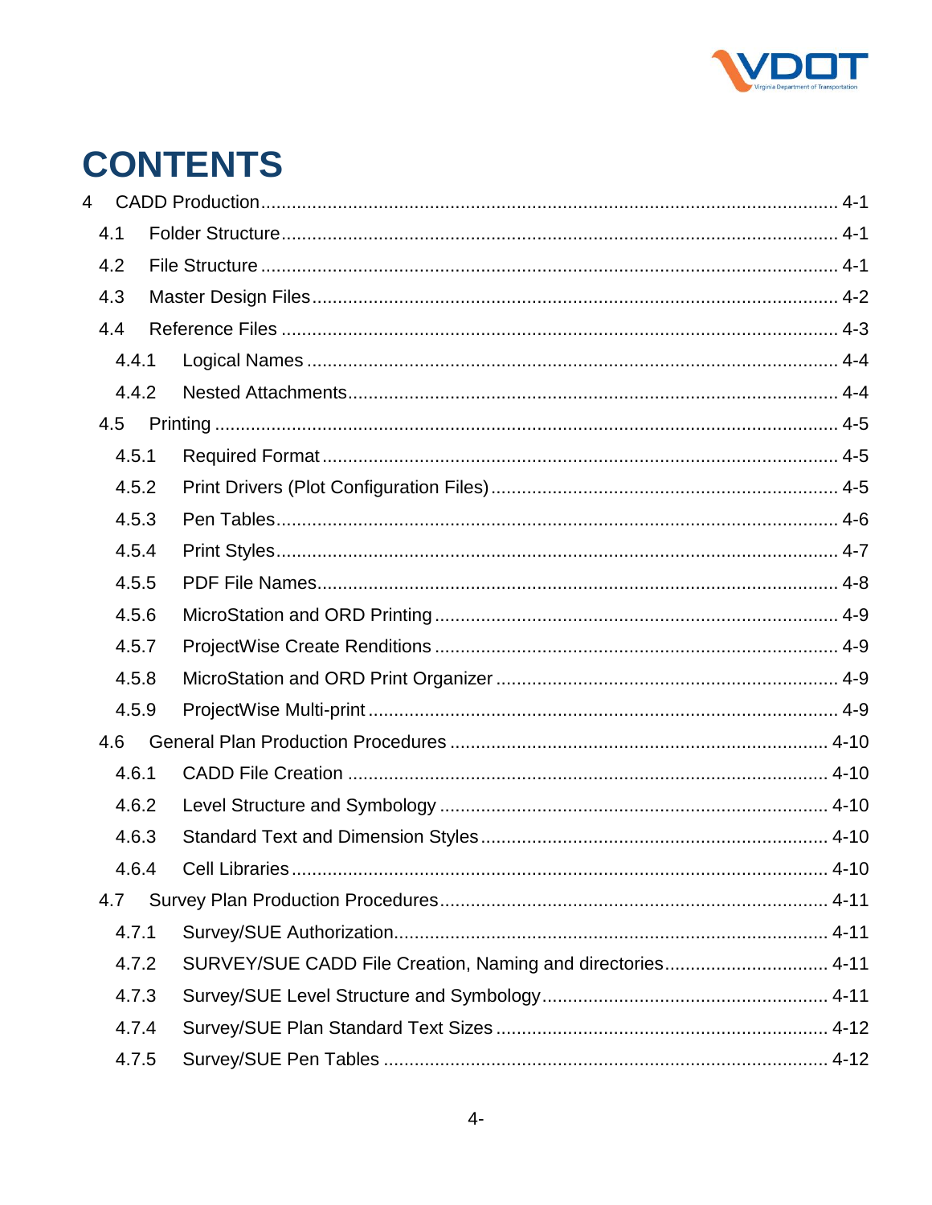# CONTENTS

4 CADD Production ........................................................................................................ 4-1

- 4.1 Folder Structure ........................................................................................................ 4-1
- 4.2 File Structure ........................................................................................................ 4-1
- 4.3 Master Design Files ........................................................................................................ 4-2
- 4.4 Reference Files ........................................................................................................ 4-3
  - 4.4.1 Logical Names ........................................................................................................ 4-4
  - 4.4.2 Nested Attachments ........................................................................................................ 4-4
- 4.5 Printing ........................................................................................................ 4-5
  - 4.5.1 Required Format ........................................................................................................ 4-5
  - 4.5.2 Print Drivers (Plot Configuration Files) ........................................................................................................ 4-5
  - 4.5.3 Pen Tables ........................................................................................................ 4-6
  - 4.5.4 Print Styles ........................................................................................................ 4-7
  - 4.5.5 PDF File Names ........................................................................................................ 4-8
  - 4.5.6 MicroStation and ORD Printing ........................................................................................................ 4-9
  - 4.5.7 ProjectWise Create Renditions ........................................................................................................ 4-9
  - 4.5.8 MicroStation and ORD Print Organizer ........................................................................................................ 4-9
  - 4.5.9 ProjectWise Multi-print ........................................................................................................ 4-9
- 4.6 General Plan Production Procedures ........................................................................................................ 4-10
  - 4.6.1 CADD File Creation ........................................................................................................ 4-10
  - 4.6.2 Level Structure and Symbology ........................................................................................................ 4-10
  - 4.6.3 Standard Text and Dimension Styles ........................................................................................................ 4-10
  - 4.6.4 Cell Libraries ........................................................................................................ 4-10
- 4.7 Survey Plan Production Procedures ........................................................................................................ 4-11
  - 4.7.1 Survey/SUE Authorization ........................................................................................................ 4-11
  - 4.7.2 SURVEY/SUE CADD File Creation, Naming and directories ........................................................................................................ 4-11
  - 4.7.3 Survey/SUE Level Structure and Symbology ........................................................................................................ 4-11
  - 4.7.4 Survey/SUE Plan Standard Text Sizes ........................................................................................................ 4-12
  - 4.7.5 Survey/SUE Pen Tables ........................................................................................................ 4-12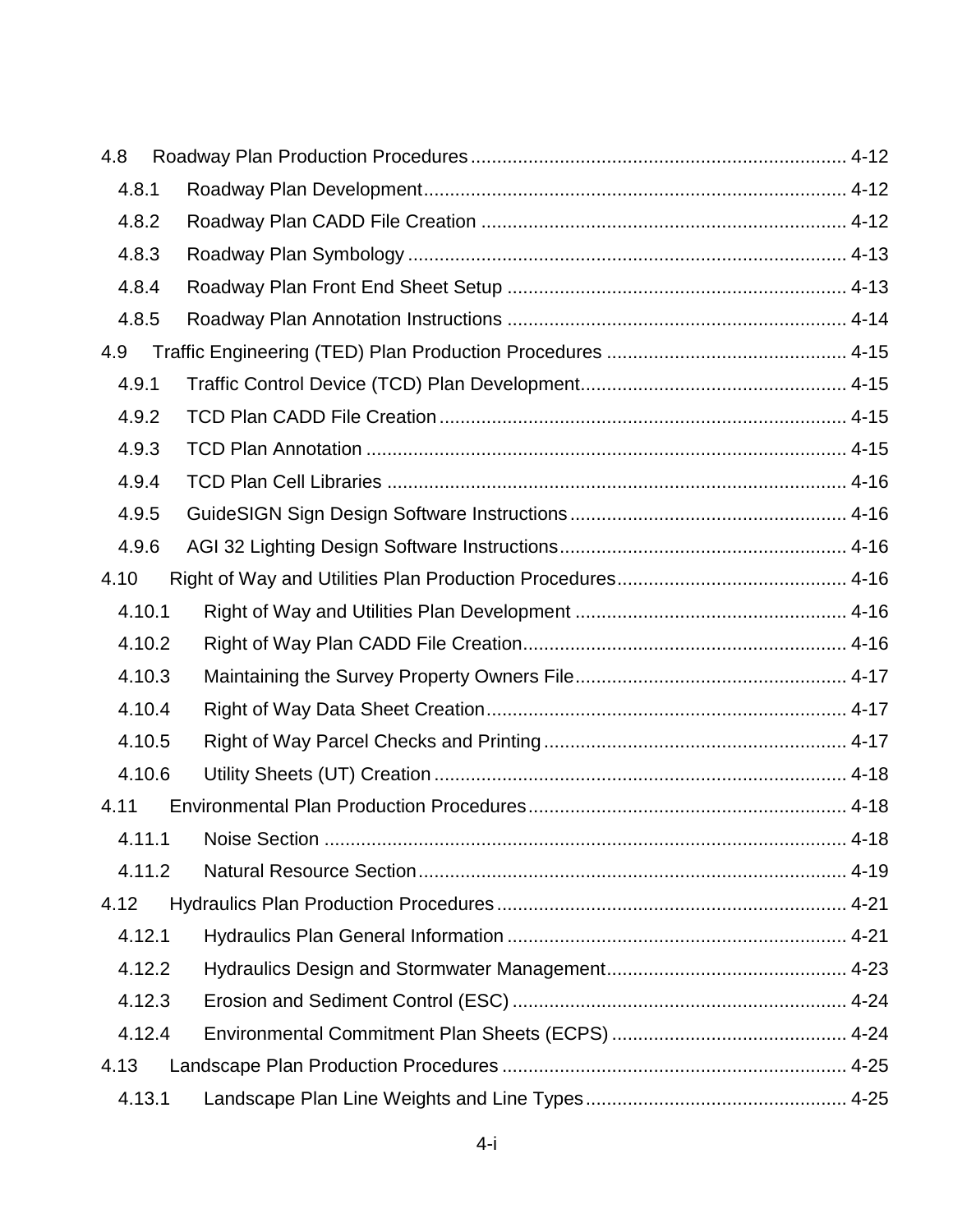4.8 Roadway Plan Production Procedures ........................................................................ 4-12
  4.8.1 Roadway Plan Development ................................................................................ 4-12
  4.8.2 Roadway Plan CADD File Creation ..................................................................... 4-12
  4.8.3 Roadway Plan Symbology .................................................................................... 4-13
  4.8.4 Roadway Plan Front End Sheet Setup ................................................................ 4-13
  4.8.5 Roadway Plan Annotation Instructions ................................................................ 4-14
4.9 Traffic Engineering (TED) Plan Production Procedures .............................................. 4-15
  4.9.1 Traffic Control Device (TCD) Plan Development .................................................. 4-15
  4.9.2 TCD Plan CADD File Creation ............................................................................. 4-15
  4.9.3 TCD Plan Annotation ........................................................................................... 4-15
  4.9.4 TCD Plan Cell Libraries ....................................................................................... 4-16
  4.9.5 GuideSIGN Sign Design Software Instructions .................................................... 4-16
  4.9.6 AGI 32 Lighting Design Software Instructions ...................................................... 4-16
4.10 Right of Way and Utilities Plan Production Procedures ............................................ 4-16
  4.10.1 Right of Way and Utilities Plan Development .................................................... 4-16
  4.10.2 Right of Way Plan CADD File Creation ............................................................. 4-16
  4.10.3 Maintaining the Survey Property Owners File .................................................... 4-17
  4.10.4 Right of Way Data Sheet Creation ..................................................................... 4-17
  4.10.5 Right of Way Parcel Checks and Printing .......................................................... 4-17
  4.10.6 Utility Sheets (UT) Creation ............................................................................... 4-18
4.11 Environmental Plan Production Procedures ............................................................. 4-18
  4.11.1 Noise Section ................................................................................................... 4-18
  4.11.2 Natural Resource Section .................................................................................. 4-19
4.12 Hydraulics Plan Production Procedures ................................................................... 4-21
  4.12.1 Hydraulics Plan General Information ................................................................. 4-21
  4.12.2 Hydraulics Design and Stormwater Management .............................................. 4-23
  4.12.3 Erosion and Sediment Control (ESC) ................................................................ 4-24
  4.12.4 Environmental Commitment Plan Sheets (ECPS) ............................................. 4-24
4.13 Landscape Plan Production Procedures .................................................................. 4-25
  4.13.1 Landscape Plan Line Weights and Line Types .................................................. 4-25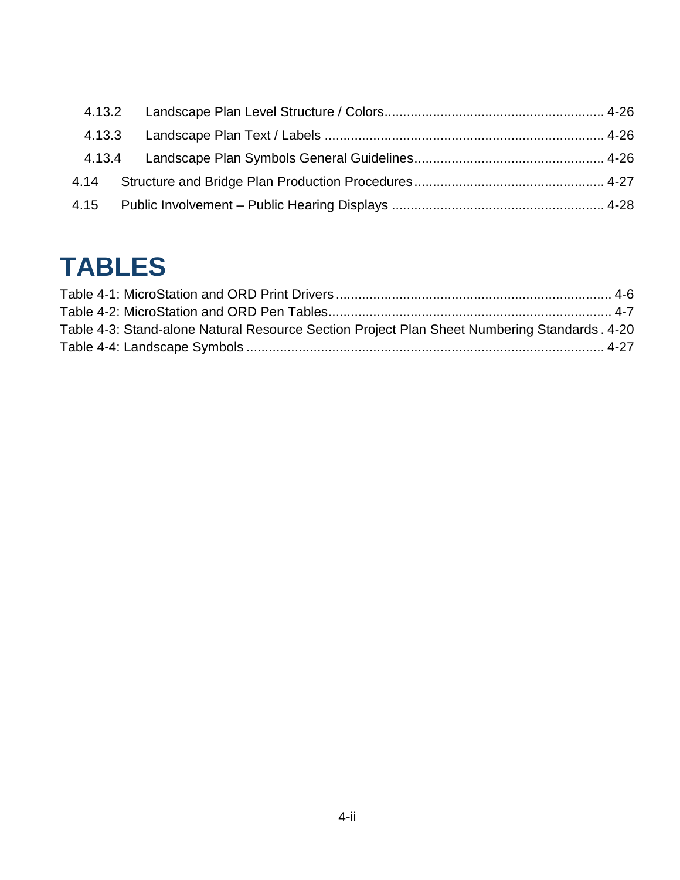4.13.2 Landscape Plan Level Structure / Colors .......... 4-26

4.13.3 Landscape Plan Text / Labels .......... 4-26

4.13.4 Landscape Plan Symbols General Guidelines .......... 4-26

4.14 Structure and Bridge Plan Production Procedures .......... 4-27

4.15 Public Involvement – Public Hearing Displays .......... 4-28

# TABLES

Table 4-1: MicroStation and ORD Print Drivers .......... 4-6

Table 4-2: MicroStation and ORD Pen Tables .......... 4-7

Table 4-3: Stand-alone Natural Resource Section Project Plan Sheet Numbering Standards . 4-20

Table 4-4: Landscape Symbols .......... 4-27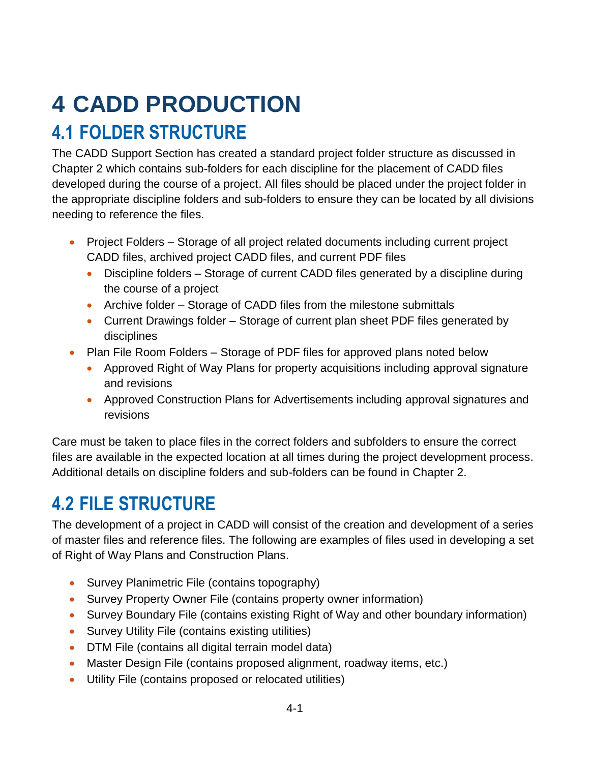# 4 CADD PRODUCTION

## 4.1 FOLDER STRUCTURE

The CADD Support Section has created a standard project folder structure as discussed in Chapter 2 which contains sub-folders for each discipline for the placement of CADD files developed during the course of a project. All files should be placed under the project folder in the appropriate discipline folders and sub-folders to ensure they can be located by all divisions needing to reference the files.

- Project Folders – Storage of all project related documents including current project CADD files, archived project CADD files, and current PDF files
  - Discipline folders – Storage of current CADD files generated by a discipline during the course of a project
  - Archive folder – Storage of CADD files from the milestone submittals
  - Current Drawings folder – Storage of current plan sheet PDF files generated by disciplines
- Plan File Room Folders – Storage of PDF files for approved plans noted below
  - Approved Right of Way Plans for property acquisitions including approval signature and revisions
  - Approved Construction Plans for Advertisements including approval signatures and revisions

Care must be taken to place files in the correct folders and subfolders to ensure the correct files are available in the expected location at all times during the project development process. Additional details on discipline folders and sub-folders can be found in Chapter 2.

## 4.2 FILE STRUCTURE

The development of a project in CADD will consist of the creation and development of a series of master files and reference files. The following are examples of files used in developing a set of Right of Way Plans and Construction Plans.

- Survey Planimetric File (contains topography)
- Survey Property Owner File (contains property owner information)
- Survey Boundary File (contains existing Right of Way and other boundary information)
- Survey Utility File (contains existing utilities)
- DTM File (contains all digital terrain model data)
- Master Design File (contains proposed alignment, roadway items, etc.)
- Utility File (contains proposed or relocated utilities)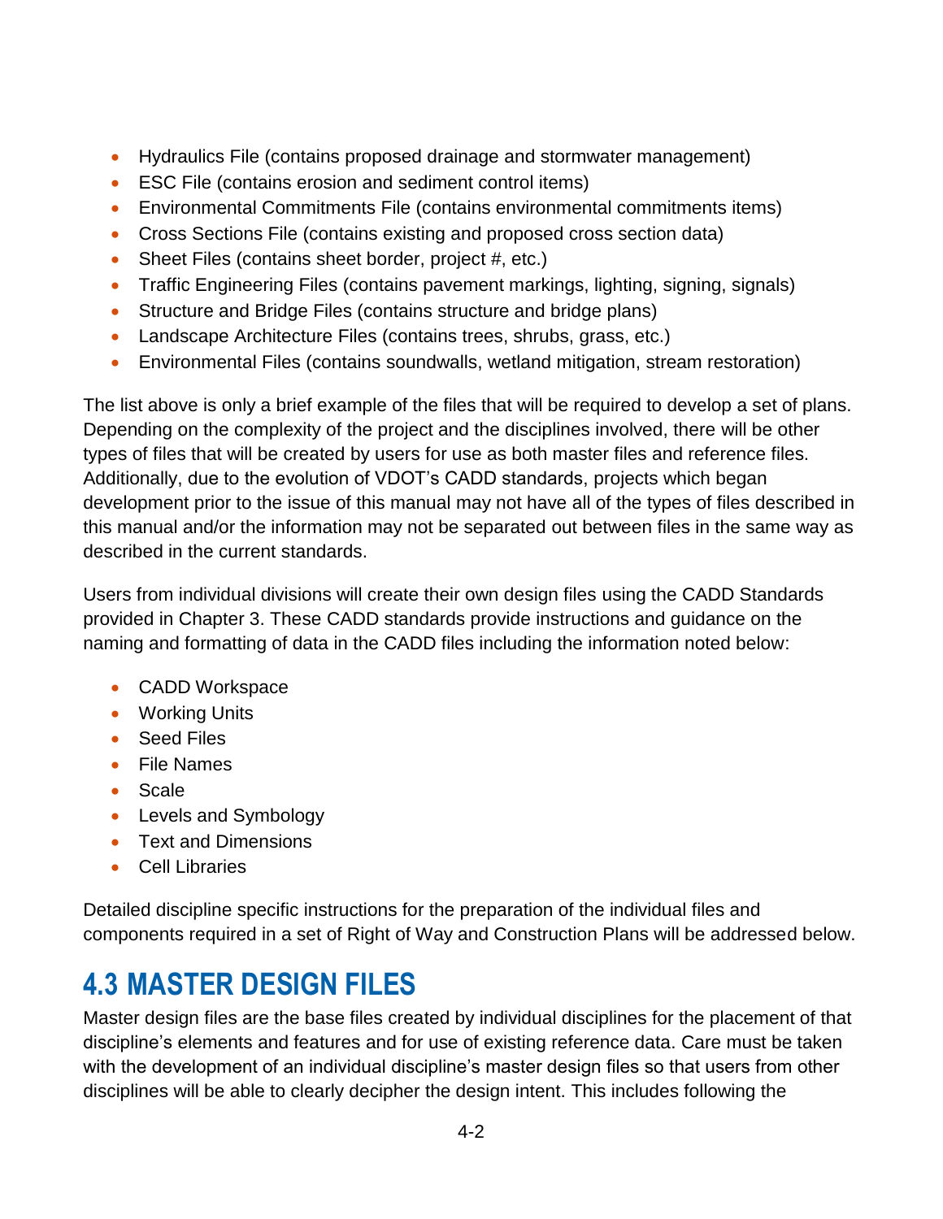- Hydraulics File (contains proposed drainage and stormwater management)
- ESC File (contains erosion and sediment control items)
- Environmental Commitments File (contains environmental commitments items)
- Cross Sections File (contains existing and proposed cross section data)
- Sheet Files (contains sheet border, project #, etc.)
- Traffic Engineering Files (contains pavement markings, lighting, signing, signals)
- Structure and Bridge Files (contains structure and bridge plans)
- Landscape Architecture Files (contains trees, shrubs, grass, etc.)
- Environmental Files (contains soundwalls, wetland mitigation, stream restoration)

The list above is only a brief example of the files that will be required to develop a set of plans. Depending on the complexity of the project and the disciplines involved, there will be other types of files that will be created by users for use as both master files and reference files. Additionally, due to the evolution of VDOT's CADD standards, projects which began development prior to the issue of this manual may not have all of the types of files described in this manual and/or the information may not be separated out between files in the same way as described in the current standards.

Users from individual divisions will create their own design files using the CADD Standards provided in Chapter 3. These CADD standards provide instructions and guidance on the naming and formatting of data in the CADD files including the information noted below:

- CADD Workspace
- Working Units
- Seed Files
- File Names
- Scale
- Levels and Symbology
- Text and Dimensions
- Cell Libraries

Detailed discipline specific instructions for the preparation of the individual files and components required in a set of Right of Way and Construction Plans will be addressed below.

## 4.3 MASTER DESIGN FILES

Master design files are the base files created by individual disciplines for the placement of that discipline's elements and features and for use of existing reference data. Care must be taken with the development of an individual discipline's master design files so that users from other disciplines will be able to clearly decipher the design intent. This includes following the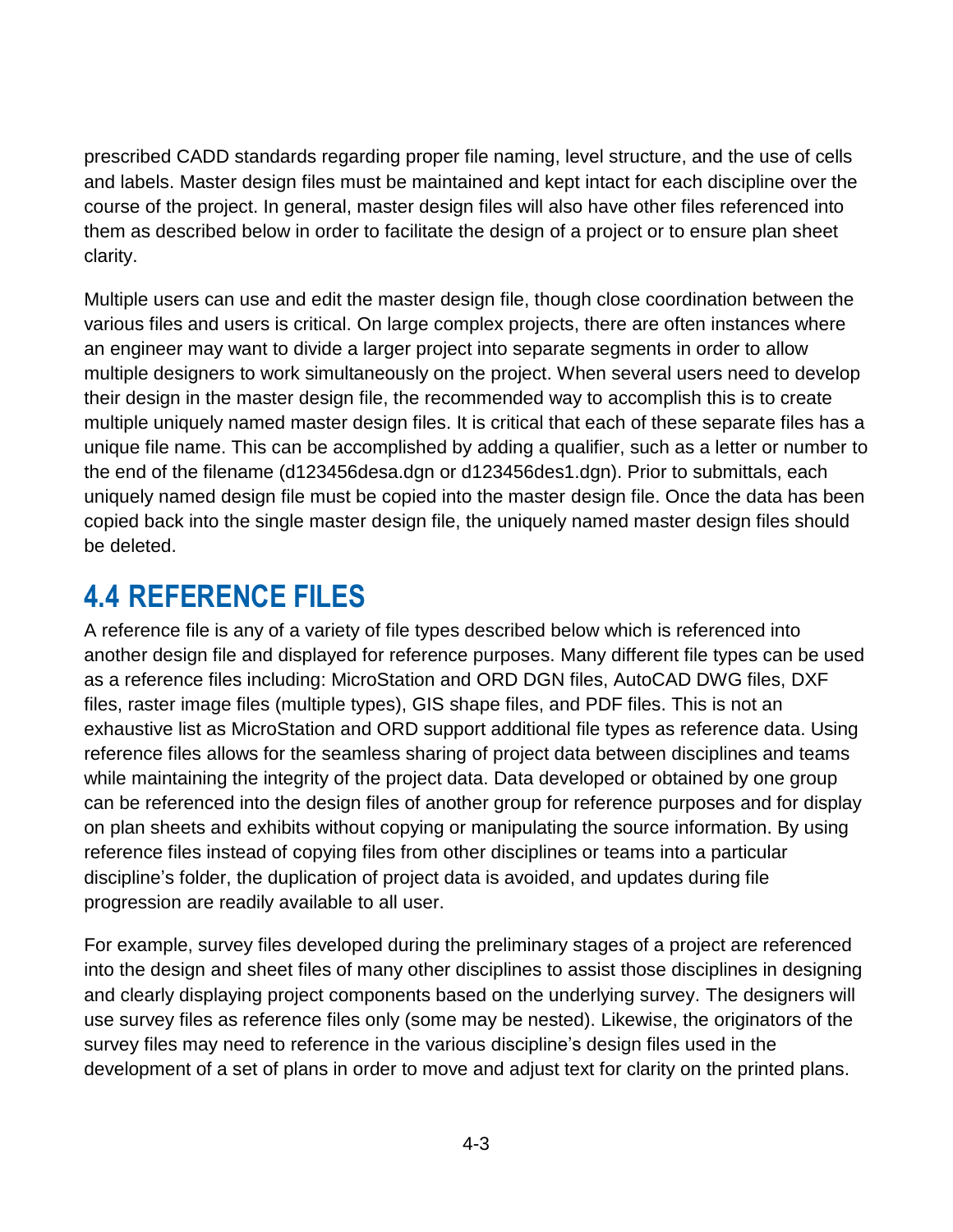prescribed CADD standards regarding proper file naming, level structure, and the use of cells and labels. Master design files must be maintained and kept intact for each discipline over the course of the project. In general, master design files will also have other files referenced into them as described below in order to facilitate the design of a project or to ensure plan sheet clarity.

Multiple users can use and edit the master design file, though close coordination between the various files and users is critical. On large complex projects, there are often instances where an engineer may want to divide a larger project into separate segments in order to allow multiple designers to work simultaneously on the project. When several users need to develop their design in the master design file, the recommended way to accomplish this is to create multiple uniquely named master design files. It is critical that each of these separate files has a unique file name. This can be accomplished by adding a qualifier, such as a letter or number to the end of the filename (d123456desa.dgn or d123456des1.dgn). Prior to submittals, each uniquely named design file must be copied into the master design file. Once the data has been copied back into the single master design file, the uniquely named master design files should be deleted.

## 4.4 REFERENCE FILES

A reference file is any of a variety of file types described below which is referenced into another design file and displayed for reference purposes. Many different file types can be used as a reference files including: MicroStation and ORD DGN files, AutoCAD DWG files, DXF files, raster image files (multiple types), GIS shape files, and PDF files. This is not an exhaustive list as MicroStation and ORD support additional file types as reference data. Using reference files allows for the seamless sharing of project data between disciplines and teams while maintaining the integrity of the project data. Data developed or obtained by one group can be referenced into the design files of another group for reference purposes and for display on plan sheets and exhibits without copying or manipulating the source information. By using reference files instead of copying files from other disciplines or teams into a particular discipline's folder, the duplication of project data is avoided, and updates during file progression are readily available to all user.

For example, survey files developed during the preliminary stages of a project are referenced into the design and sheet files of many other disciplines to assist those disciplines in designing and clearly displaying project components based on the underlying survey. The designers will use survey files as reference files only (some may be nested). Likewise, the originators of the survey files may need to reference in the various discipline's design files used in the development of a set of plans in order to move and adjust text for clarity on the printed plans.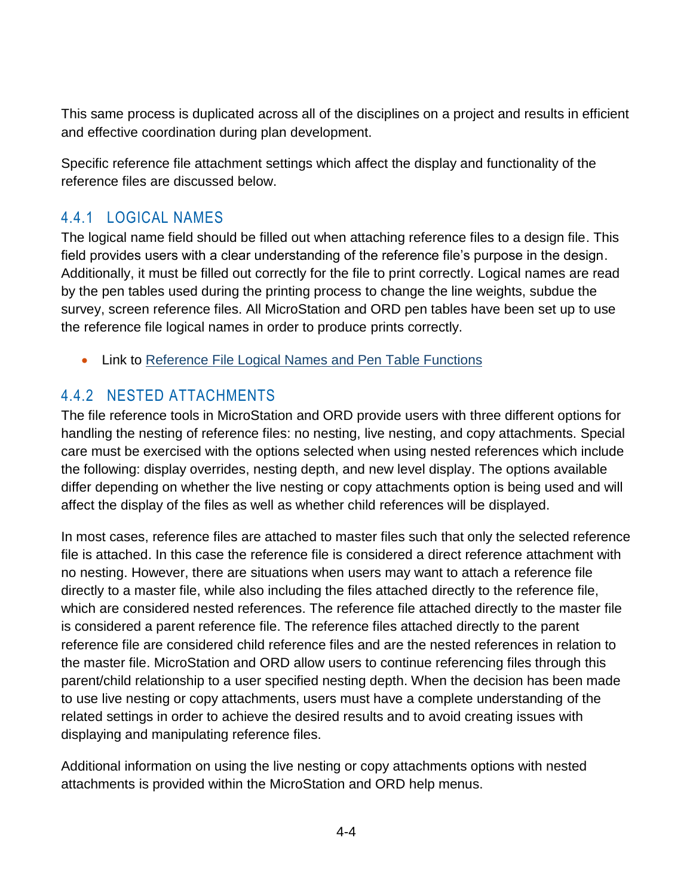This same process is duplicated across all of the disciplines on a project and results in efficient and effective coordination during plan development.

Specific reference file attachment settings which affect the display and functionality of the reference files are discussed below.

### 4.4.1 LOGICAL NAMES

The logical name field should be filled out when attaching reference files to a design file. This field provides users with a clear understanding of the reference file's purpose in the design. Additionally, it must be filled out correctly for the file to print correctly. Logical names are read by the pen tables used during the printing process to change the line weights, subdue the survey, screen reference files. All MicroStation and ORD pen tables have been set up to use the reference file logical names in order to produce prints correctly.

- Link to Reference File Logical Names and Pen Table Functions

### 4.4.2 NESTED ATTACHMENTS

The file reference tools in MicroStation and ORD provide users with three different options for handling the nesting of reference files: no nesting, live nesting, and copy attachments. Special care must be exercised with the options selected when using nested references which include the following: display overrides, nesting depth, and new level display. The options available differ depending on whether the live nesting or copy attachments option is being used and will affect the display of the files as well as whether child references will be displayed.

In most cases, reference files are attached to master files such that only the selected reference file is attached. In this case the reference file is considered a direct reference attachment with no nesting. However, there are situations when users may want to attach a reference file directly to a master file, while also including the files attached directly to the reference file, which are considered nested references. The reference file attached directly to the master file is considered a parent reference file. The reference files attached directly to the parent reference file are considered child reference files and are the nested references in relation to the master file. MicroStation and ORD allow users to continue referencing files through this parent/child relationship to a user specified nesting depth. When the decision has been made to use live nesting or copy attachments, users must have a complete understanding of the related settings in order to achieve the desired results and to avoid creating issues with displaying and manipulating reference files.

Additional information on using the live nesting or copy attachments options with nested attachments is provided within the MicroStation and ORD help menus.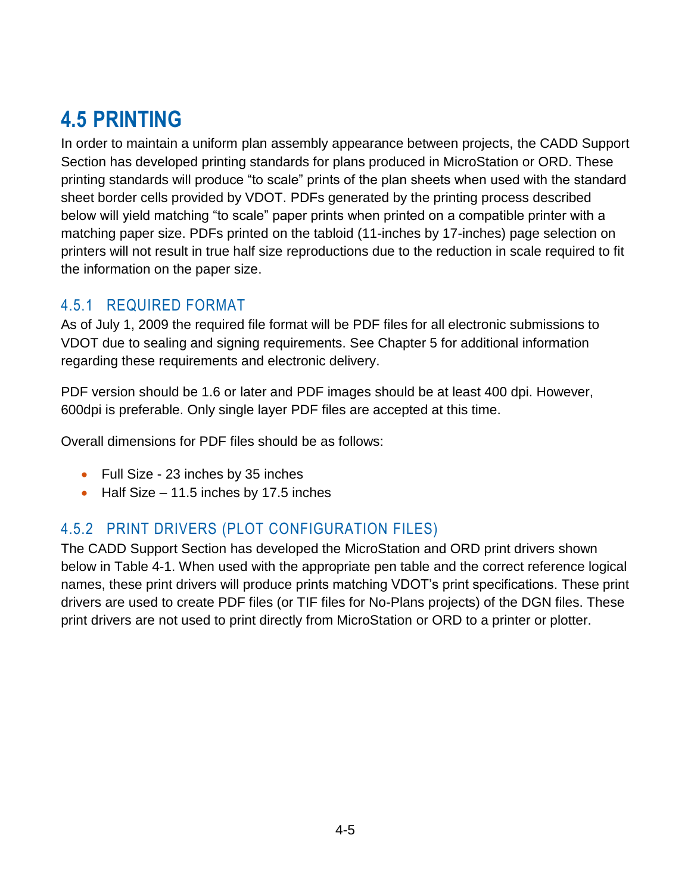## 4.5 PRINTING

In order to maintain a uniform plan assembly appearance between projects, the CADD Support Section has developed printing standards for plans produced in MicroStation or ORD. These printing standards will produce "to scale" prints of the plan sheets when used with the standard sheet border cells provided by VDOT. PDFs generated by the printing process described below will yield matching "to scale" paper prints when printed on a compatible printer with a matching paper size. PDFs printed on the tabloid (11-inches by 17-inches) page selection on printers will not result in true half size reproductions due to the reduction in scale required to fit the information on the paper size.

### 4.5.1 REQUIRED FORMAT

As of July 1, 2009 the required file format will be PDF files for all electronic submissions to VDOT due to sealing and signing requirements. See Chapter 5 for additional information regarding these requirements and electronic delivery.

PDF version should be 1.6 or later and PDF images should be at least 400 dpi. However, 600dpi is preferable. Only single layer PDF files are accepted at this time.

Overall dimensions for PDF files should be as follows:

- Full Size - 23 inches by 35 inches
- Half Size – 11.5 inches by 17.5 inches

### 4.5.2 PRINT DRIVERS (PLOT CONFIGURATION FILES)

The CADD Support Section has developed the MicroStation and ORD print drivers shown below in Table 4-1. When used with the appropriate pen table and the correct reference logical names, these print drivers will produce prints matching VDOT's print specifications. These print drivers are used to create PDF files (or TIF files for No-Plans projects) of the DGN files. These print drivers are not used to print directly from MicroStation or ORD to a printer or plotter.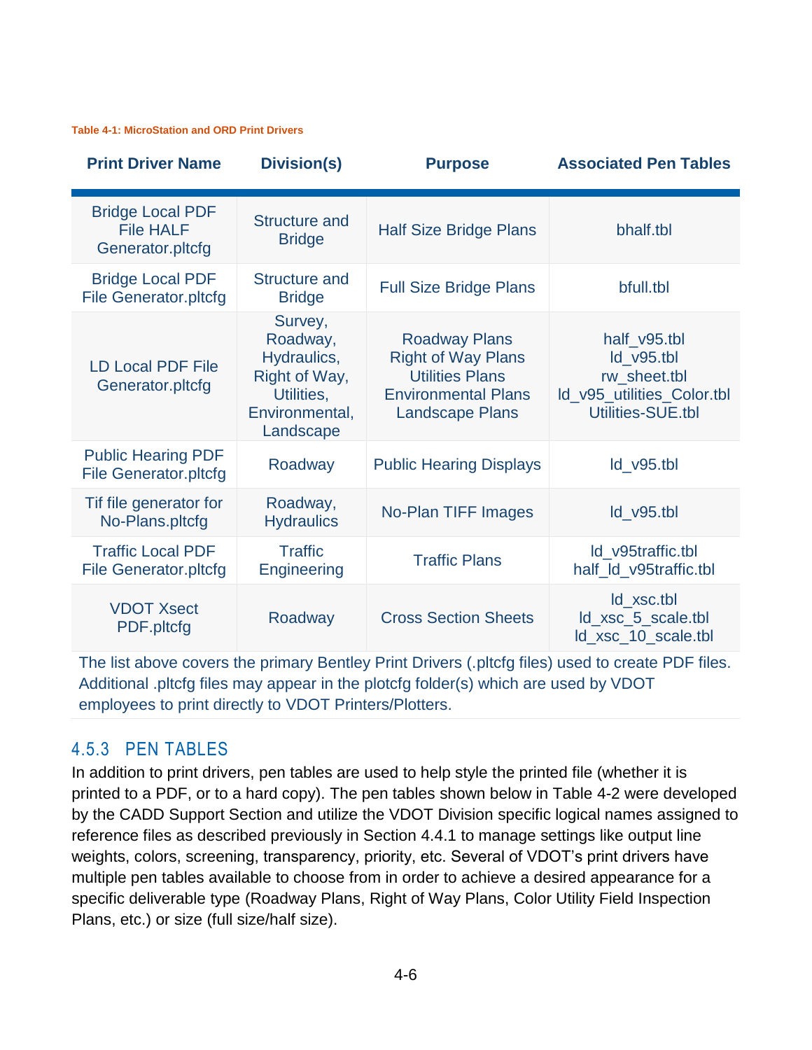**Table 4-1: MicroStation and ORD Print Drivers**

| Print Driver Name | Division(s) | Purpose | Associated Pen Tables |
|---|---|---|---|
| Bridge Local PDF File HALF Generator.pltcfg | Structure and Bridge | Half Size Bridge Plans | bhalf.tbl |
| Bridge Local PDF File Generator.pltcfg | Structure and Bridge | Full Size Bridge Plans | bfull.tbl |
| LD Local PDF File Generator.pltcfg | Survey, Roadway, Hydraulics, Right of Way, Utilities, Environmental, Landscape | Roadway Plans<br>Right of Way Plans<br>Utilities Plans<br>Environmental Plans<br>Landscape Plans | half_v95.tbl<br>ld_v95.tbl<br>rw_sheet.tbl<br>ld_v95_utilities_Color.tbl<br>Utilities-SUE.tbl |
| Public Hearing PDF File Generator.pltcfg | Roadway | Public Hearing Displays | ld_v95.tbl |
| Tif file generator for No-Plans.pltcfg | Roadway, Hydraulics | No-Plan TIFF Images | ld_v95.tbl |
| Traffic Local PDF File Generator.pltcfg | Traffic Engineering | Traffic Plans | ld_v95traffic.tbl<br>half_ld_v95traffic.tbl |
| VDOT Xsect PDF.pltcfg | Roadway | Cross Section Sheets | ld_xsc.tbl<br>ld_xsc_5_scale.tbl<br>ld_xsc_10_scale.tbl |

The list above covers the primary Bentley Print Drivers (.pltcfg files) used to create PDF files. Additional .pltcfg files may appear in the plotcfg folder(s) which are used by VDOT employees to print directly to VDOT Printers/Plotters.

### 4.5.3 PEN TABLES

In addition to print drivers, pen tables are used to help style the printed file (whether it is printed to a PDF, or to a hard copy). The pen tables shown below in Table 4-2 were developed by the CADD Support Section and utilize the VDOT Division specific logical names assigned to reference files as described previously in Section 4.4.1 to manage settings like output line weights, colors, screening, transparency, priority, etc. Several of VDOT's print drivers have multiple pen tables available to choose from in order to achieve a desired appearance for a specific deliverable type (Roadway Plans, Right of Way Plans, Color Utility Field Inspection Plans, etc.) or size (full size/half size).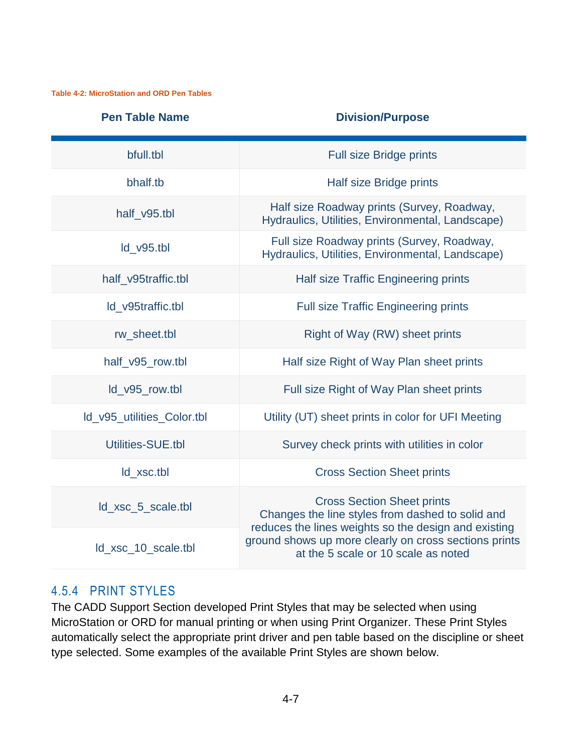Table 4-2: MicroStation and ORD Pen Tables

| Pen Table Name | Division/Purpose |
|---|---|
| bfull.tbl | Full size Bridge prints |
| bhalf.tb | Half size Bridge prints |
| half_v95.tbl | Half size Roadway prints (Survey, Roadway, Hydraulics, Utilities, Environmental, Landscape) |
| ld_v95.tbl | Full size Roadway prints (Survey, Roadway, Hydraulics, Utilities, Environmental, Landscape) |
| half_v95traffic.tbl | Half size Traffic Engineering prints |
| ld_v95traffic.tbl | Full size Traffic Engineering prints |
| rw_sheet.tbl | Right of Way (RW) sheet prints |
| half_v95_row.tbl | Half size Right of Way Plan sheet prints |
| ld_v95_row.tbl | Full size Right of Way Plan sheet prints |
| ld_v95_utilities_Color.tbl | Utility (UT) sheet prints in color for UFI Meeting |
| Utilities-SUE.tbl | Survey check prints with utilities in color |
| ld_xsc.tbl | Cross Section Sheet prints |
| ld_xsc_5_scale.tbl | Cross Section Sheet prints Changes the line styles from dashed to solid and reduces the lines weights so the design and existing ground shows up more clearly on cross sections prints at the 5 scale or 10 scale as noted |
| ld_xsc_10_scale.tbl | |

### 4.5.4 PRINT STYLES

The CADD Support Section developed Print Styles that may be selected when using MicroStation or ORD for manual printing or when using Print Organizer. These Print Styles automatically select the appropriate print driver and pen table based on the discipline or sheet type selected. Some examples of the available Print Styles are shown below.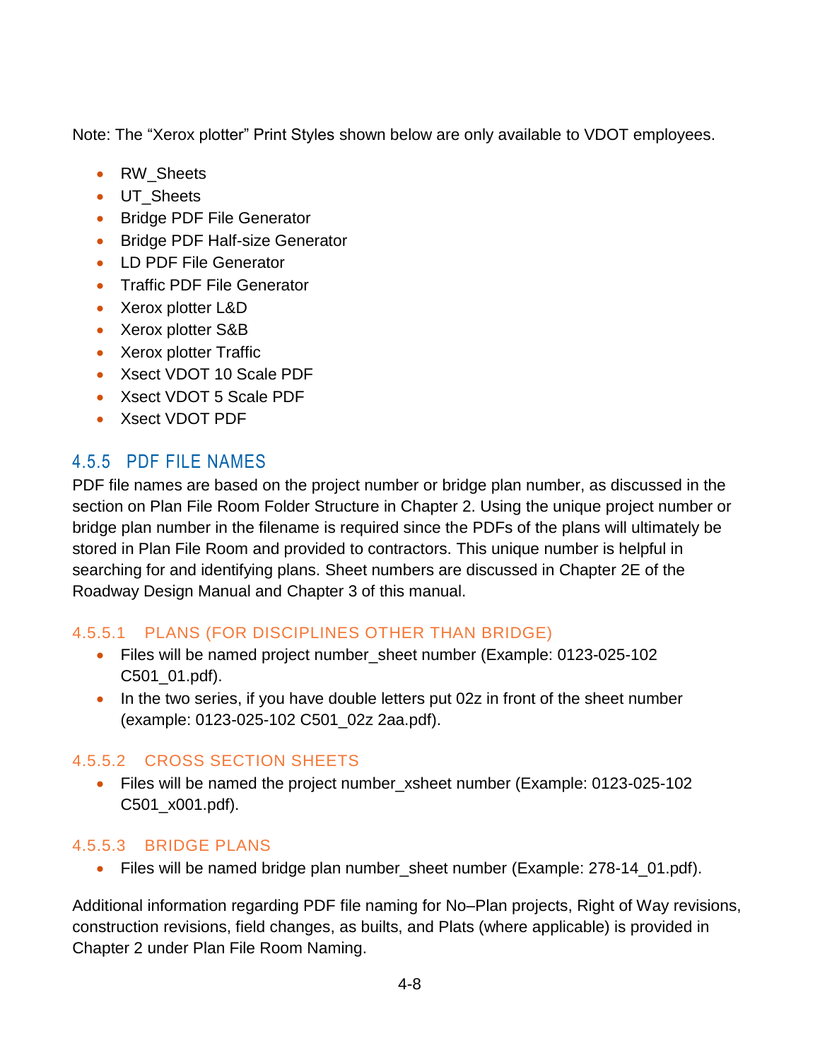Note: The “Xerox plotter” Print Styles shown below are only available to VDOT employees.

- RW_Sheets
- UT_Sheets
- Bridge PDF File Generator
- Bridge PDF Half-size Generator
- LD PDF File Generator
- Traffic PDF File Generator
- Xerox plotter L&D
- Xerox plotter S&B
- Xerox plotter Traffic
- Xsect VDOT 10 Scale PDF
- Xsect VDOT 5 Scale PDF
- Xsect VDOT PDF

### 4.5.5 PDF FILE NAMES

PDF file names are based on the project number or bridge plan number, as discussed in the section on Plan File Room Folder Structure in Chapter 2. Using the unique project number or bridge plan number in the filename is required since the PDFs of the plans will ultimately be stored in Plan File Room and provided to contractors. This unique number is helpful in searching for and identifying plans. Sheet numbers are discussed in Chapter 2E of the Roadway Design Manual and Chapter 3 of this manual.

#### 4.5.5.1 PLANS (FOR DISCIPLINES OTHER THAN BRIDGE)

- Files will be named project number_sheet number (Example: 0123-025-102 C501_01.pdf).
- In the two series, if you have double letters put 02z in front of the sheet number (example: 0123-025-102 C501_02z 2aa.pdf).

#### 4.5.5.2 CROSS SECTION SHEETS

- Files will be named the project number_xsheet number (Example: 0123-025-102 C501_x001.pdf).

#### 4.5.5.3 BRIDGE PLANS

- Files will be named bridge plan number_sheet number (Example: 278-14_01.pdf).

Additional information regarding PDF file naming for No–Plan projects, Right of Way revisions, construction revisions, field changes, as builts, and Plats (where applicable) is provided in Chapter 2 under Plan File Room Naming.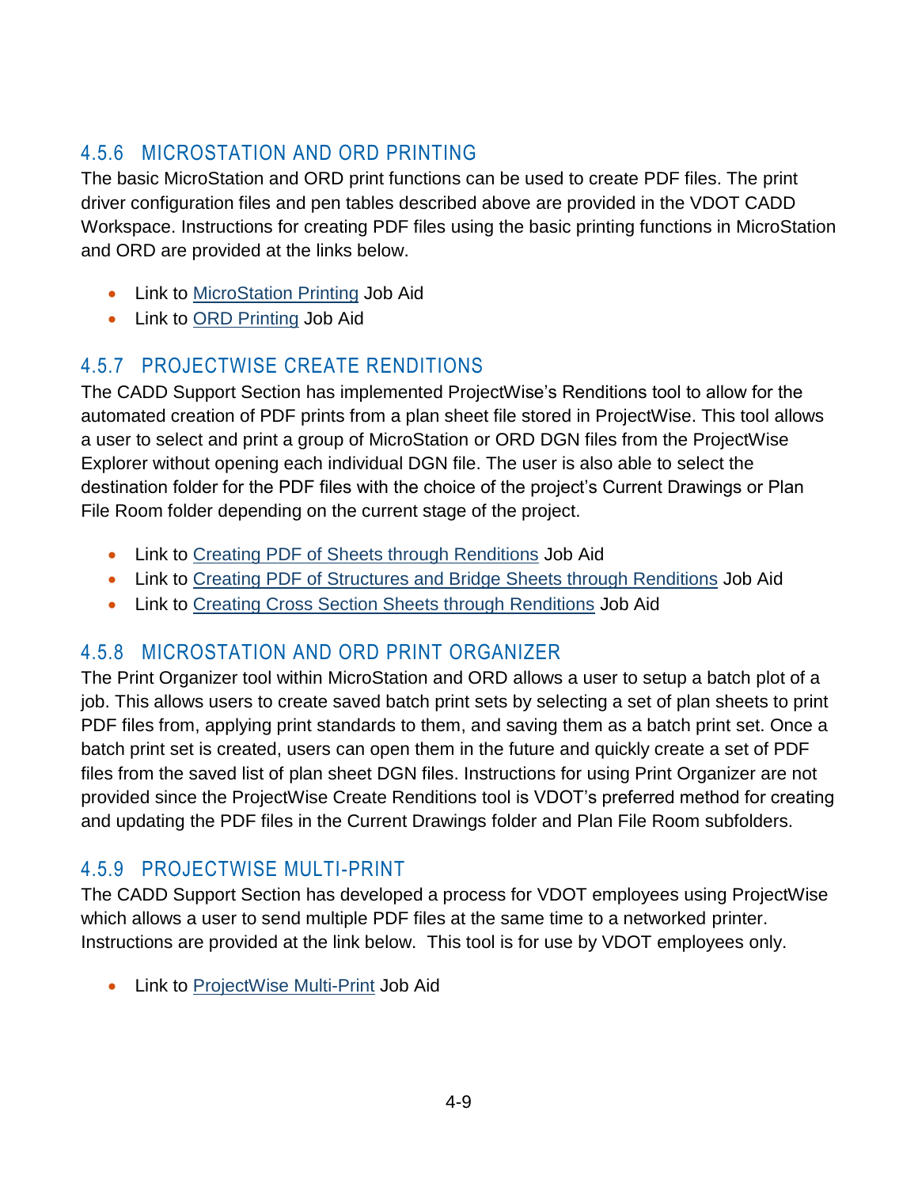### 4.5.6 MICROSTATION AND ORD PRINTING

The basic MicroStation and ORD print functions can be used to create PDF files. The print driver configuration files and pen tables described above are provided in the VDOT CADD Workspace. Instructions for creating PDF files using the basic printing functions in MicroStation and ORD are provided at the links below.

- Link to MicroStation Printing Job Aid
- Link to ORD Printing Job Aid

### 4.5.7 PROJECTWISE CREATE RENDITIONS

The CADD Support Section has implemented ProjectWise's Renditions tool to allow for the automated creation of PDF prints from a plan sheet file stored in ProjectWise. This tool allows a user to select and print a group of MicroStation or ORD DGN files from the ProjectWise Explorer without opening each individual DGN file. The user is also able to select the destination folder for the PDF files with the choice of the project's Current Drawings or Plan File Room folder depending on the current stage of the project.

- Link to Creating PDF of Sheets through Renditions Job Aid
- Link to Creating PDF of Structures and Bridge Sheets through Renditions Job Aid
- Link to Creating Cross Section Sheets through Renditions Job Aid

### 4.5.8 MICROSTATION AND ORD PRINT ORGANIZER

The Print Organizer tool within MicroStation and ORD allows a user to setup a batch plot of a job. This allows users to create saved batch print sets by selecting a set of plan sheets to print PDF files from, applying print standards to them, and saving them as a batch print set. Once a batch print set is created, users can open them in the future and quickly create a set of PDF files from the saved list of plan sheet DGN files. Instructions for using Print Organizer are not provided since the ProjectWise Create Renditions tool is VDOT's preferred method for creating and updating the PDF files in the Current Drawings folder and Plan File Room subfolders.

### 4.5.9 PROJECTWISE MULTI-PRINT

The CADD Support Section has developed a process for VDOT employees using ProjectWise which allows a user to send multiple PDF files at the same time to a networked printer. Instructions are provided at the link below. This tool is for use by VDOT employees only.

- Link to ProjectWise Multi-Print Job Aid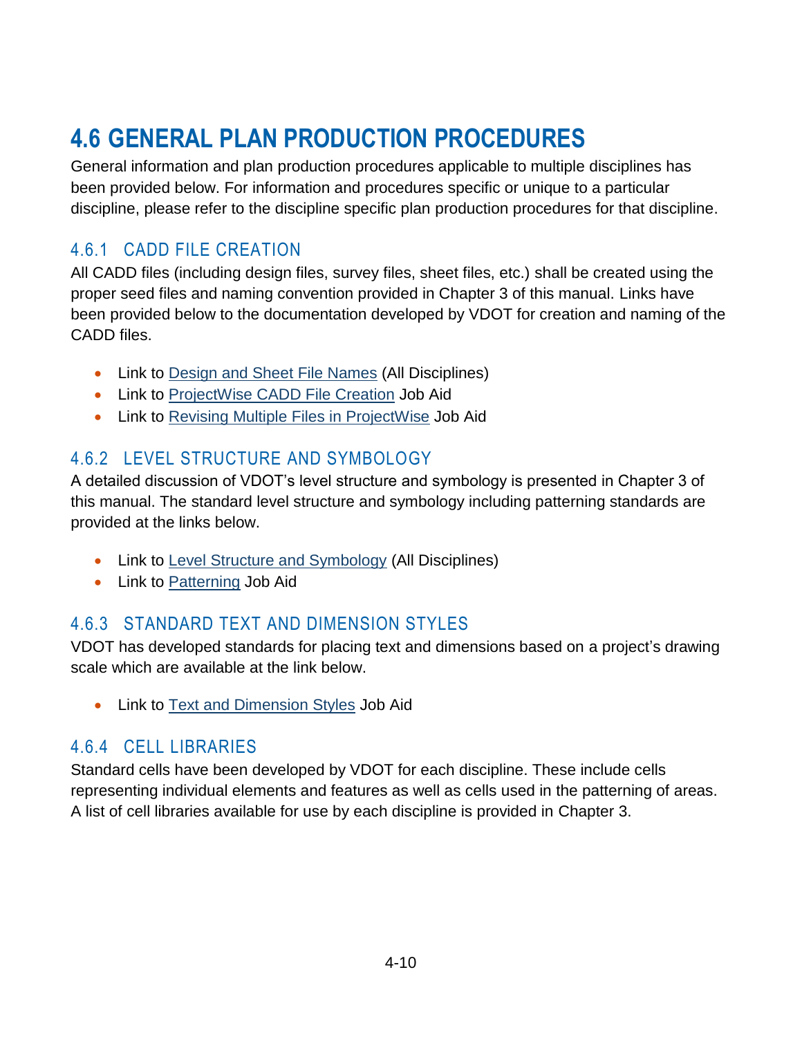# 4.6 GENERAL PLAN PRODUCTION PROCEDURES

General information and plan production procedures applicable to multiple disciplines has been provided below. For information and procedures specific or unique to a particular discipline, please refer to the discipline specific plan production procedures for that discipline.

## 4.6.1 CADD FILE CREATION

All CADD files (including design files, survey files, sheet files, etc.) shall be created using the proper seed files and naming convention provided in Chapter 3 of this manual. Links have been provided below to the documentation developed by VDOT for creation and naming of the CADD files.

- Link to Design and Sheet File Names (All Disciplines)
- Link to ProjectWise CADD File Creation Job Aid
- Link to Revising Multiple Files in ProjectWise Job Aid

## 4.6.2 LEVEL STRUCTURE AND SYMBOLOGY

A detailed discussion of VDOT's level structure and symbology is presented in Chapter 3 of this manual. The standard level structure and symbology including patterning standards are provided at the links below.

- Link to Level Structure and Symbology (All Disciplines)
- Link to Patterning Job Aid

## 4.6.3 STANDARD TEXT AND DIMENSION STYLES

VDOT has developed standards for placing text and dimensions based on a project's drawing scale which are available at the link below.

- Link to Text and Dimension Styles Job Aid

## 4.6.4 CELL LIBRARIES

Standard cells have been developed by VDOT for each discipline. These include cells representing individual elements and features as well as cells used in the patterning of areas. A list of cell libraries available for use by each discipline is provided in Chapter 3.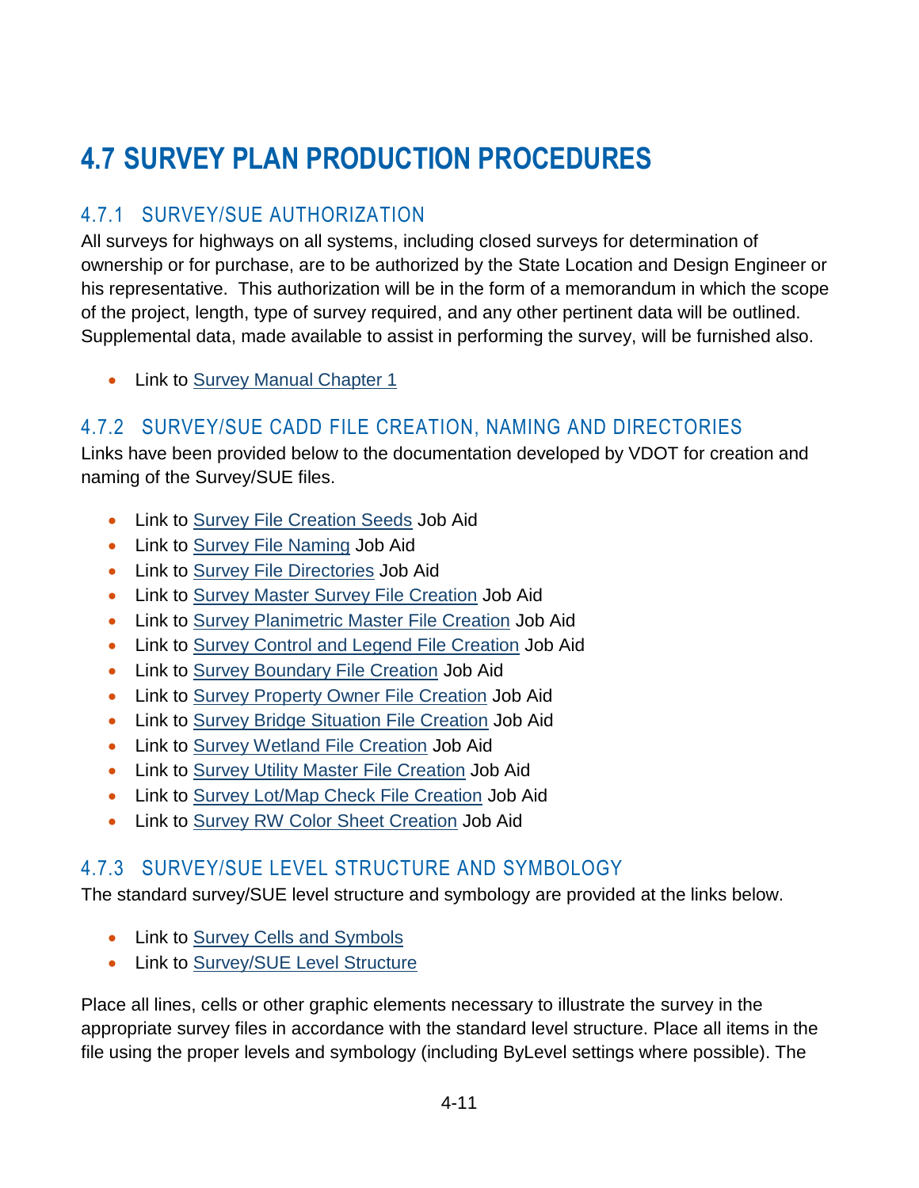# 4.7 SURVEY PLAN PRODUCTION PROCEDURES

## 4.7.1 SURVEY/SUE AUTHORIZATION

All surveys for highways on all systems, including closed surveys for determination of ownership or for purchase, are to be authorized by the State Location and Design Engineer or his representative. This authorization will be in the form of a memorandum in which the scope of the project, length, type of survey required, and any other pertinent data will be outlined. Supplemental data, made available to assist in performing the survey, will be furnished also.

- Link to Survey Manual Chapter 1

## 4.7.2 SURVEY/SUE CADD FILE CREATION, NAMING AND DIRECTORIES

Links have been provided below to the documentation developed by VDOT for creation and naming of the Survey/SUE files.

- Link to Survey File Creation Seeds Job Aid
- Link to Survey File Naming Job Aid
- Link to Survey File Directories Job Aid
- Link to Survey Master Survey File Creation Job Aid
- Link to Survey Planimetric Master File Creation Job Aid
- Link to Survey Control and Legend File Creation Job Aid
- Link to Survey Boundary File Creation Job Aid
- Link to Survey Property Owner File Creation Job Aid
- Link to Survey Bridge Situation File Creation Job Aid
- Link to Survey Wetland File Creation Job Aid
- Link to Survey Utility Master File Creation Job Aid
- Link to Survey Lot/Map Check File Creation Job Aid
- Link to Survey RW Color Sheet Creation Job Aid

## 4.7.3 SURVEY/SUE LEVEL STRUCTURE AND SYMBOLOGY

The standard survey/SUE level structure and symbology are provided at the links below.

- Link to Survey Cells and Symbols
- Link to Survey/SUE Level Structure

Place all lines, cells or other graphic elements necessary to illustrate the survey in the appropriate survey files in accordance with the standard level structure. Place all items in the file using the proper levels and symbology (including ByLevel settings where possible). The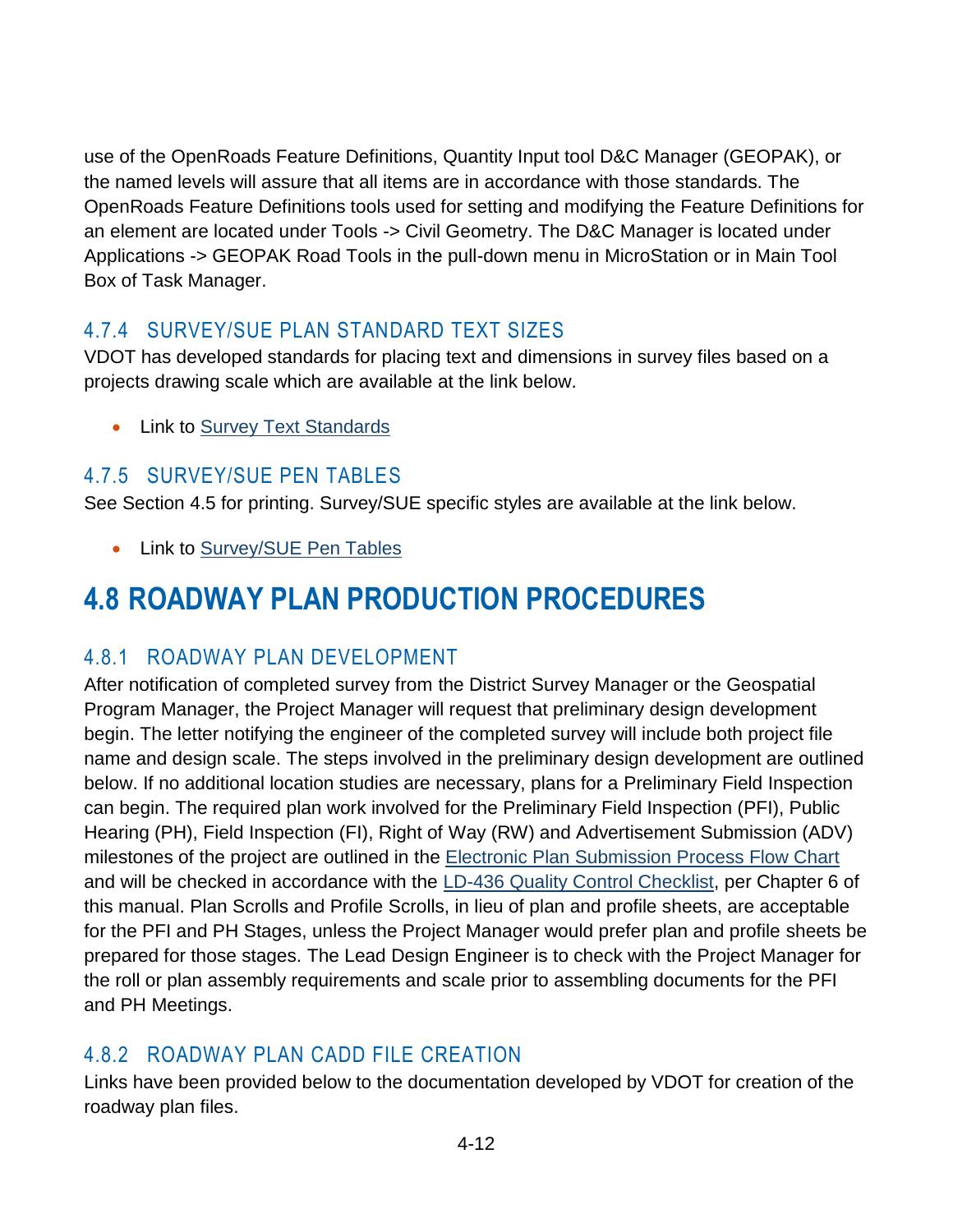use of the OpenRoads Feature Definitions, Quantity Input tool D&C Manager (GEOPAK), or the named levels will assure that all items are in accordance with those standards. The OpenRoads Feature Definitions tools used for setting and modifying the Feature Definitions for an element are located under Tools -> Civil Geometry. The D&C Manager is located under Applications -> GEOPAK Road Tools in the pull-down menu in MicroStation or in Main Tool Box of Task Manager.

### 4.7.4 SURVEY/SUE PLAN STANDARD TEXT SIZES

VDOT has developed standards for placing text and dimensions in survey files based on a projects drawing scale which are available at the link below.

- Link to Survey Text Standards

### 4.7.5 SURVEY/SUE PEN TABLES

See Section 4.5 for printing. Survey/SUE specific styles are available at the link below.

- Link to Survey/SUE Pen Tables

## 4.8 ROADWAY PLAN PRODUCTION PROCEDURES

### 4.8.1 ROADWAY PLAN DEVELOPMENT

After notification of completed survey from the District Survey Manager or the Geospatial Program Manager, the Project Manager will request that preliminary design development begin. The letter notifying the engineer of the completed survey will include both project file name and design scale. The steps involved in the preliminary design development are outlined below. If no additional location studies are necessary, plans for a Preliminary Field Inspection can begin. The required plan work involved for the Preliminary Field Inspection (PFI), Public Hearing (PH), Field Inspection (FI), Right of Way (RW) and Advertisement Submission (ADV) milestones of the project are outlined in the Electronic Plan Submission Process Flow Chart and will be checked in accordance with the LD-436 Quality Control Checklist, per Chapter 6 of this manual. Plan Scrolls and Profile Scrolls, in lieu of plan and profile sheets, are acceptable for the PFI and PH Stages, unless the Project Manager would prefer plan and profile sheets be prepared for those stages. The Lead Design Engineer is to check with the Project Manager for the roll or plan assembly requirements and scale prior to assembling documents for the PFI and PH Meetings.

### 4.8.2 ROADWAY PLAN CADD FILE CREATION

Links have been provided below to the documentation developed by VDOT for creation of the roadway plan files.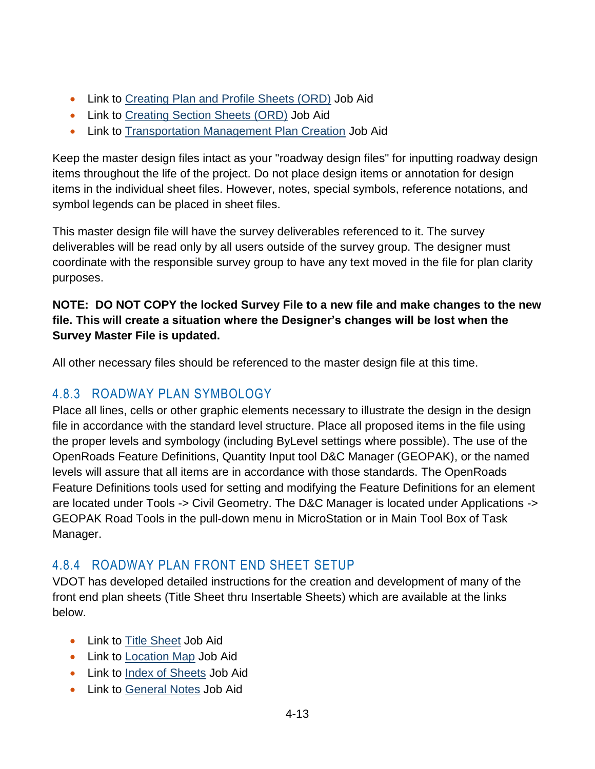- Link to Creating Plan and Profile Sheets (ORD) Job Aid
- Link to Creating Section Sheets (ORD) Job Aid
- Link to Transportation Management Plan Creation Job Aid

Keep the master design files intact as your "roadway design files" for inputting roadway design items throughout the life of the project. Do not place design items or annotation for design items in the individual sheet files. However, notes, special symbols, reference notations, and symbol legends can be placed in sheet files.

This master design file will have the survey deliverables referenced to it. The survey deliverables will be read only by all users outside of the survey group. The designer must coordinate with the responsible survey group to have any text moved in the file for plan clarity purposes.

**NOTE: DO NOT COPY the locked Survey File to a new file and make changes to the new file. This will create a situation where the Designer's changes will be lost when the Survey Master File is updated.**

All other necessary files should be referenced to the master design file at this time.

### 4.8.3 ROADWAY PLAN SYMBOLOGY

Place all lines, cells or other graphic elements necessary to illustrate the design in the design file in accordance with the standard level structure. Place all proposed items in the file using the proper levels and symbology (including ByLevel settings where possible). The use of the OpenRoads Feature Definitions, Quantity Input tool D&C Manager (GEOPAK), or the named levels will assure that all items are in accordance with those standards. The OpenRoads Feature Definitions tools used for setting and modifying the Feature Definitions for an element are located under Tools -> Civil Geometry. The D&C Manager is located under Applications -> GEOPAK Road Tools in the pull-down menu in MicroStation or in Main Tool Box of Task Manager.

### 4.8.4 ROADWAY PLAN FRONT END SHEET SETUP

VDOT has developed detailed instructions for the creation and development of many of the front end plan sheets (Title Sheet thru Insertable Sheets) which are available at the links below.

- Link to Title Sheet Job Aid
- Link to Location Map Job Aid
- Link to Index of Sheets Job Aid
- Link to General Notes Job Aid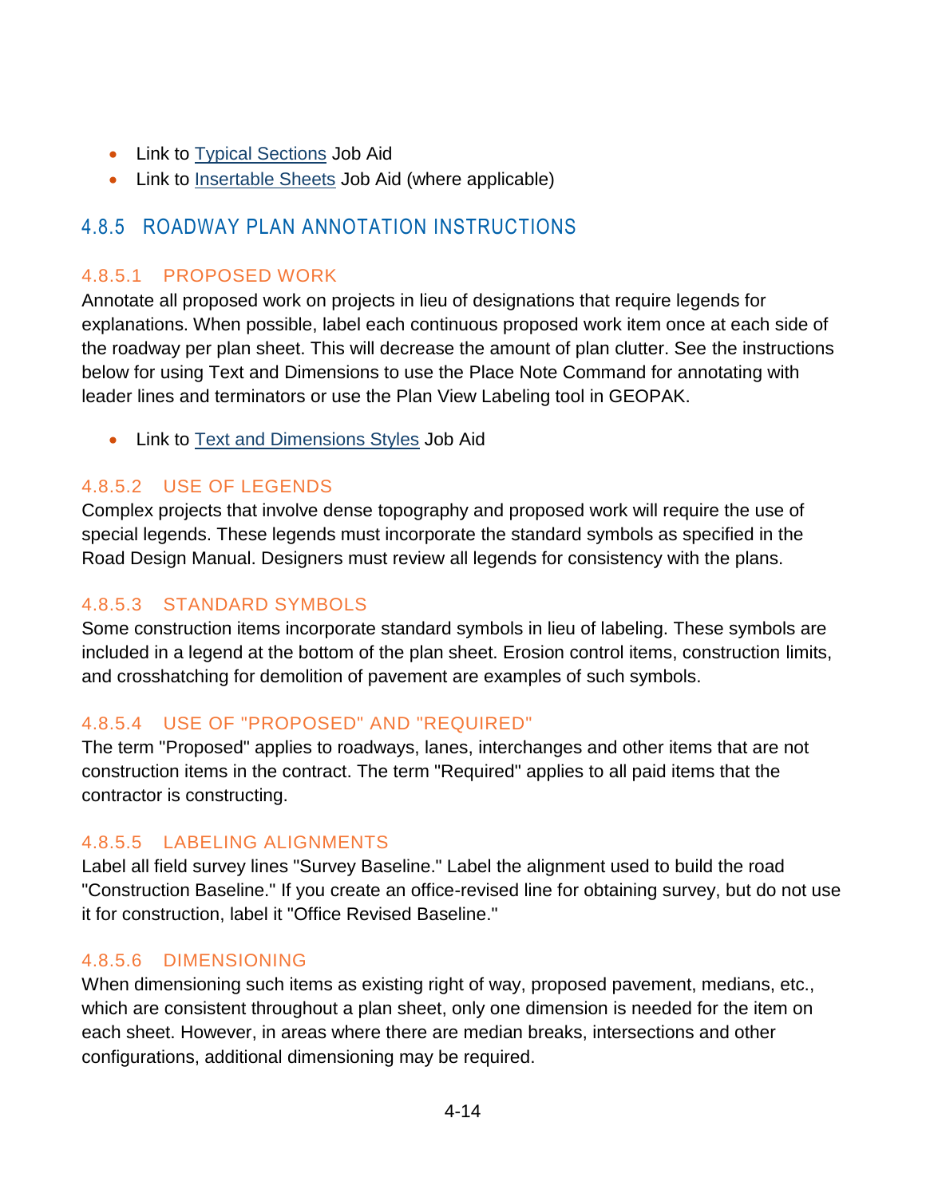- Link to Typical Sections Job Aid
- Link to Insertable Sheets Job Aid (where applicable)

## 4.8.5 ROADWAY PLAN ANNOTATION INSTRUCTIONS

### 4.8.5.1 PROPOSED WORK

Annotate all proposed work on projects in lieu of designations that require legends for explanations. When possible, label each continuous proposed work item once at each side of the roadway per plan sheet. This will decrease the amount of plan clutter. See the instructions below for using Text and Dimensions to use the Place Note Command for annotating with leader lines and terminators or use the Plan View Labeling tool in GEOPAK.

- Link to Text and Dimensions Styles Job Aid

### 4.8.5.2 USE OF LEGENDS

Complex projects that involve dense topography and proposed work will require the use of special legends. These legends must incorporate the standard symbols as specified in the Road Design Manual. Designers must review all legends for consistency with the plans.

### 4.8.5.3 STANDARD SYMBOLS

Some construction items incorporate standard symbols in lieu of labeling. These symbols are included in a legend at the bottom of the plan sheet. Erosion control items, construction limits, and crosshatching for demolition of pavement are examples of such symbols.

### 4.8.5.4 USE OF "PROPOSED" AND "REQUIRED"

The term "Proposed" applies to roadways, lanes, interchanges and other items that are not construction items in the contract. The term "Required" applies to all paid items that the contractor is constructing.

### 4.8.5.5 LABELING ALIGNMENTS

Label all field survey lines "Survey Baseline." Label the alignment used to build the road "Construction Baseline." If you create an office-revised line for obtaining survey, but do not use it for construction, label it "Office Revised Baseline."

### 4.8.5.6 DIMENSIONING

When dimensioning such items as existing right of way, proposed pavement, medians, etc., which are consistent throughout a plan sheet, only one dimension is needed for the item on each sheet. However, in areas where there are median breaks, intersections and other configurations, additional dimensioning may be required.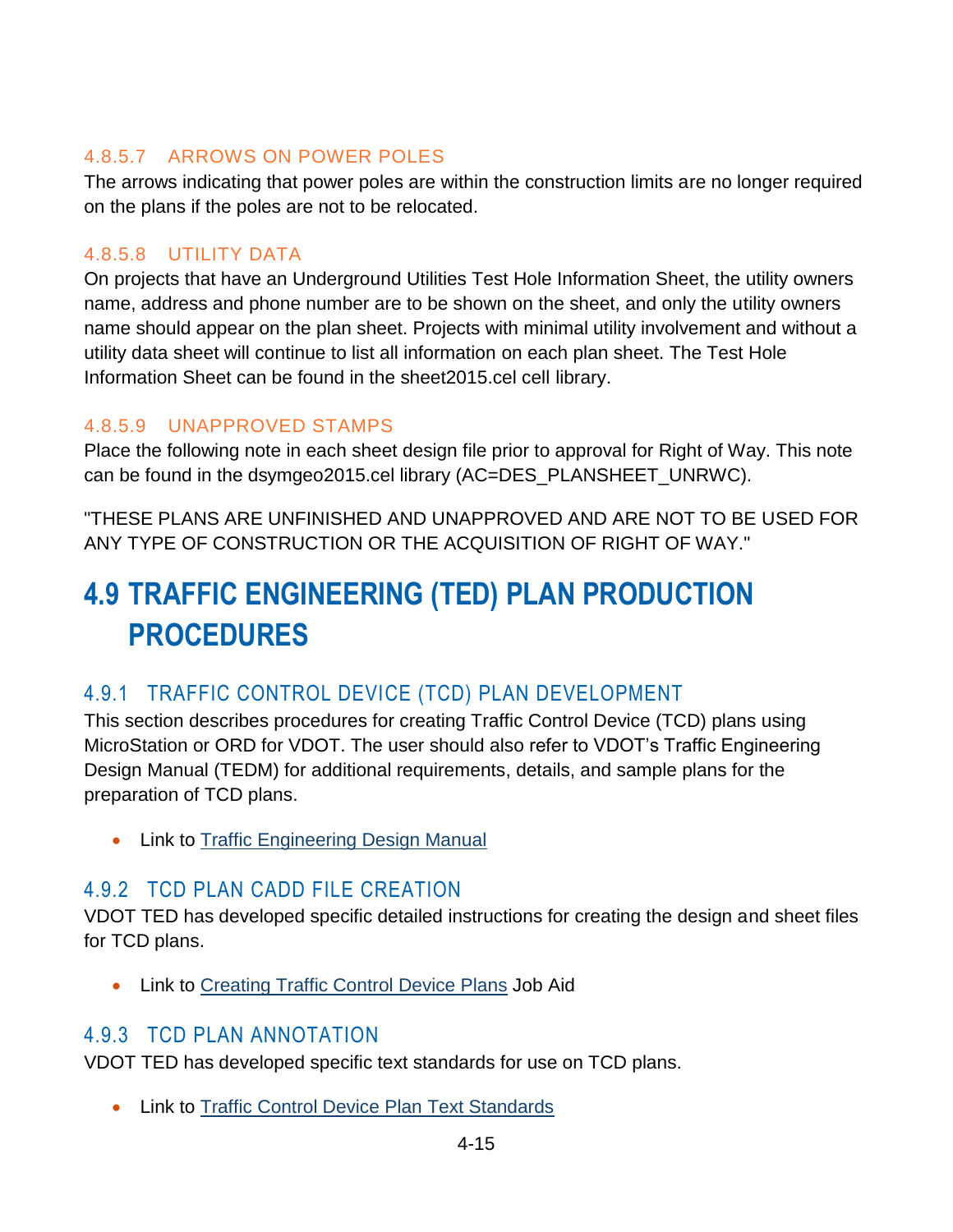#### 4.8.5.7 ARROWS ON POWER POLES

The arrows indicating that power poles are within the construction limits are no longer required on the plans if the poles are not to be relocated.

#### 4.8.5.8 UTILITY DATA

On projects that have an Underground Utilities Test Hole Information Sheet, the utility owners name, address and phone number are to be shown on the sheet, and only the utility owners name should appear on the plan sheet. Projects with minimal utility involvement and without a utility data sheet will continue to list all information on each plan sheet. The Test Hole Information Sheet can be found in the sheet2015.cel cell library.

#### 4.8.5.9 UNAPPROVED STAMPS

Place the following note in each sheet design file prior to approval for Right of Way. This note can be found in the dsymgeo2015.cel library (AC=DES_PLANSHEET_UNRWC).

"THESE PLANS ARE UNFINISHED AND UNAPPROVED AND ARE NOT TO BE USED FOR ANY TYPE OF CONSTRUCTION OR THE ACQUISITION OF RIGHT OF WAY."

# 4.9 TRAFFIC ENGINEERING (TED) PLAN PRODUCTION PROCEDURES

## 4.9.1 TRAFFIC CONTROL DEVICE (TCD) PLAN DEVELOPMENT

This section describes procedures for creating Traffic Control Device (TCD) plans using MicroStation or ORD for VDOT. The user should also refer to VDOT's Traffic Engineering Design Manual (TEDM) for additional requirements, details, and sample plans for the preparation of TCD plans.

- Link to Traffic Engineering Design Manual

## 4.9.2 TCD PLAN CADD FILE CREATION

VDOT TED has developed specific detailed instructions for creating the design and sheet files for TCD plans.

- Link to Creating Traffic Control Device Plans Job Aid

## 4.9.3 TCD PLAN ANNOTATION

VDOT TED has developed specific text standards for use on TCD plans.

- Link to Traffic Control Device Plan Text Standards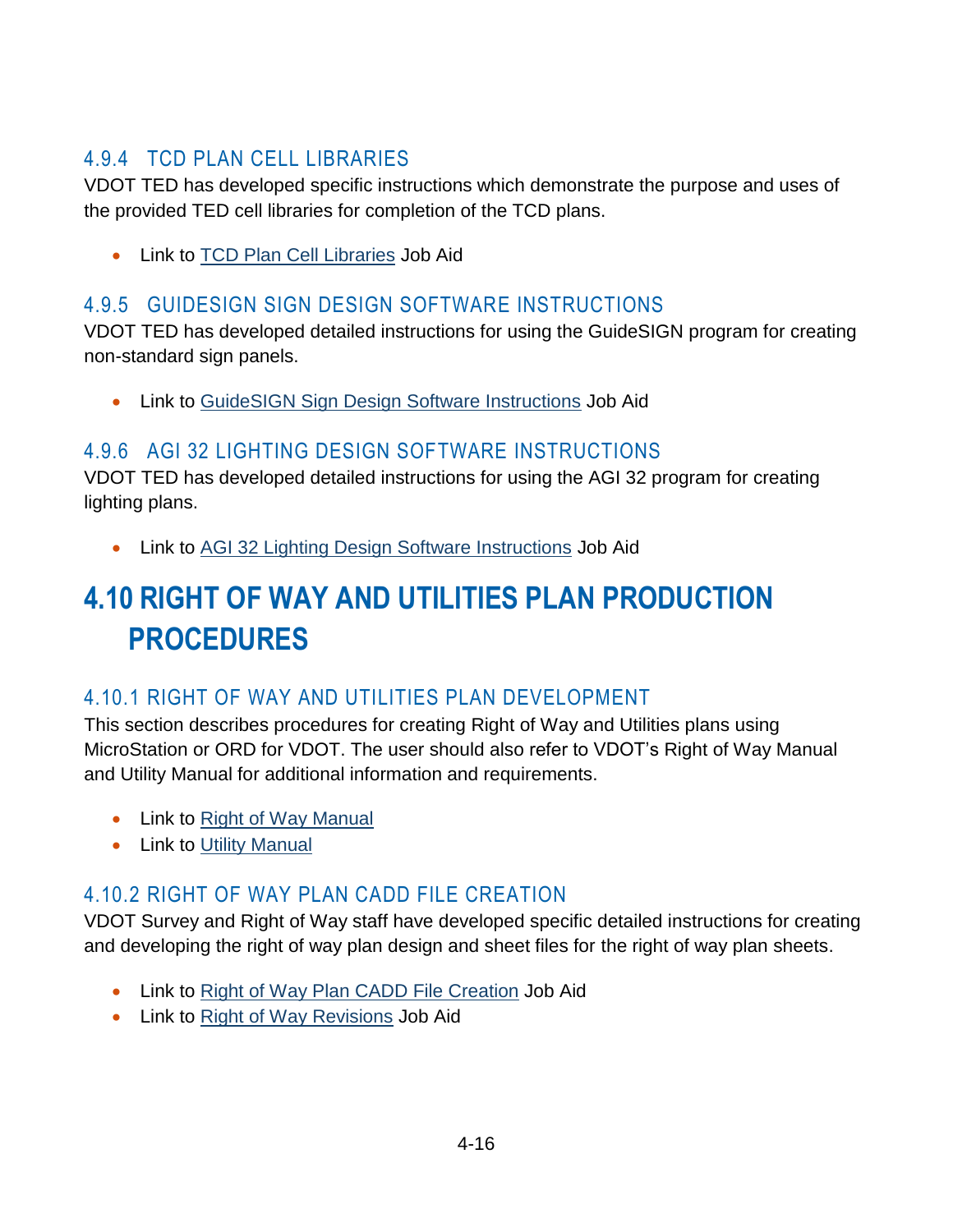### 4.9.4 TCD PLAN CELL LIBRARIES

VDOT TED has developed specific instructions which demonstrate the purpose and uses of the provided TED cell libraries for completion of the TCD plans.

- Link to TCD Plan Cell Libraries Job Aid

### 4.9.5 GUIDESIGN SIGN DESIGN SOFTWARE INSTRUCTIONS

VDOT TED has developed detailed instructions for using the GuideSIGN program for creating non-standard sign panels.

- Link to GuideSIGN Sign Design Software Instructions Job Aid

### 4.9.6 AGI 32 LIGHTING DESIGN SOFTWARE INSTRUCTIONS

VDOT TED has developed detailed instructions for using the AGI 32 program for creating lighting plans.

- Link to AGI 32 Lighting Design Software Instructions Job Aid

## 4.10 RIGHT OF WAY AND UTILITIES PLAN PRODUCTION PROCEDURES

### 4.10.1 RIGHT OF WAY AND UTILITIES PLAN DEVELOPMENT

This section describes procedures for creating Right of Way and Utilities plans using MicroStation or ORD for VDOT. The user should also refer to VDOT's Right of Way Manual and Utility Manual for additional information and requirements.

- Link to Right of Way Manual
- Link to Utility Manual

### 4.10.2 RIGHT OF WAY PLAN CADD FILE CREATION

VDOT Survey and Right of Way staff have developed specific detailed instructions for creating and developing the right of way plan design and sheet files for the right of way plan sheets.

- Link to Right of Way Plan CADD File Creation Job Aid
- Link to Right of Way Revisions Job Aid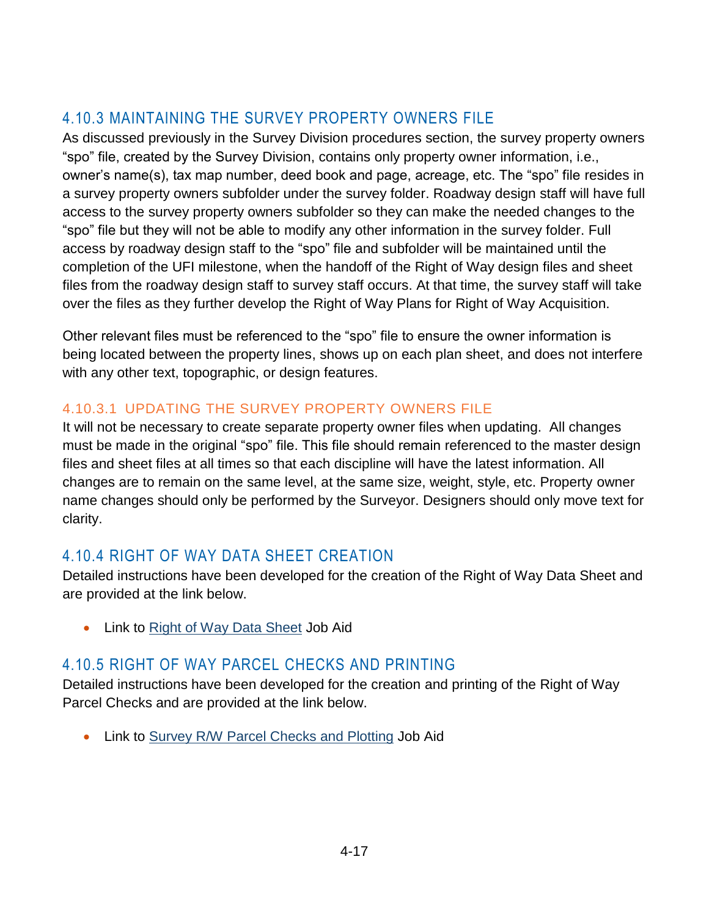### 4.10.3 MAINTAINING THE SURVEY PROPERTY OWNERS FILE

As discussed previously in the Survey Division procedures section, the survey property owners "spo" file, created by the Survey Division, contains only property owner information, i.e., owner's name(s), tax map number, deed book and page, acreage, etc. The "spo" file resides in a survey property owners subfolder under the survey folder. Roadway design staff will have full access to the survey property owners subfolder so they can make the needed changes to the "spo" file but they will not be able to modify any other information in the survey folder. Full access by roadway design staff to the "spo" file and subfolder will be maintained until the completion of the UFI milestone, when the handoff of the Right of Way design files and sheet files from the roadway design staff to survey staff occurs. At that time, the survey staff will take over the files as they further develop the Right of Way Plans for Right of Way Acquisition.

Other relevant files must be referenced to the "spo" file to ensure the owner information is being located between the property lines, shows up on each plan sheet, and does not interfere with any other text, topographic, or design features.

#### 4.10.3.1 UPDATING THE SURVEY PROPERTY OWNERS FILE

It will not be necessary to create separate property owner files when updating. All changes must be made in the original "spo" file. This file should remain referenced to the master design files and sheet files at all times so that each discipline will have the latest information. All changes are to remain on the same level, at the same size, weight, style, etc. Property owner name changes should only be performed by the Surveyor. Designers should only move text for clarity.

### 4.10.4 RIGHT OF WAY DATA SHEET CREATION

Detailed instructions have been developed for the creation of the Right of Way Data Sheet and are provided at the link below.

- Link to Right of Way Data Sheet Job Aid

### 4.10.5 RIGHT OF WAY PARCEL CHECKS AND PRINTING

Detailed instructions have been developed for the creation and printing of the Right of Way Parcel Checks and are provided at the link below.

- Link to Survey R/W Parcel Checks and Plotting Job Aid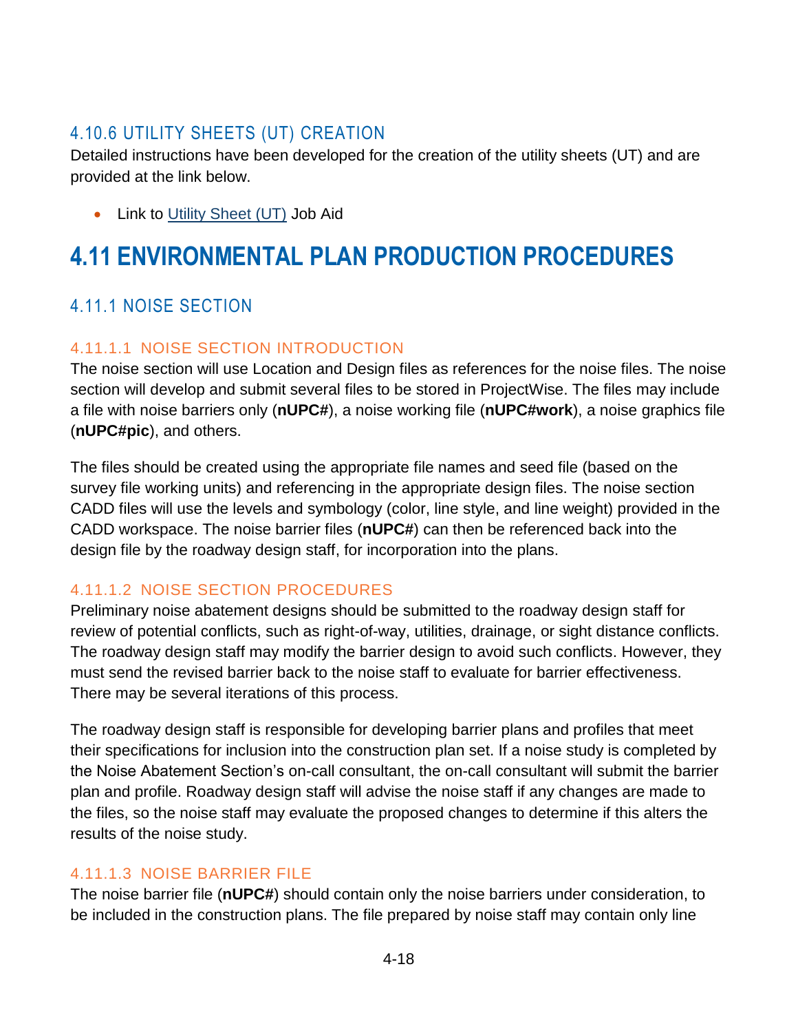### 4.10.6 UTILITY SHEETS (UT) CREATION

Detailed instructions have been developed for the creation of the utility sheets (UT) and are provided at the link below.

- Link to Utility Sheet (UT) Job Aid

# 4.11 ENVIRONMENTAL PLAN PRODUCTION PROCEDURES

## 4.11.1 NOISE SECTION

### 4.11.1.1 NOISE SECTION INTRODUCTION

The noise section will use Location and Design files as references for the noise files. The noise section will develop and submit several files to be stored in ProjectWise. The files may include a file with noise barriers only (**nUPC#**), a noise working file (**nUPC#work**), a noise graphics file (**nUPC#pic**), and others.

The files should be created using the appropriate file names and seed file (based on the survey file working units) and referencing in the appropriate design files. The noise section CADD files will use the levels and symbology (color, line style, and line weight) provided in the CADD workspace. The noise barrier files (**nUPC#**) can then be referenced back into the design file by the roadway design staff, for incorporation into the plans.

### 4.11.1.2 NOISE SECTION PROCEDURES

Preliminary noise abatement designs should be submitted to the roadway design staff for review of potential conflicts, such as right-of-way, utilities, drainage, or sight distance conflicts. The roadway design staff may modify the barrier design to avoid such conflicts. However, they must send the revised barrier back to the noise staff to evaluate for barrier effectiveness. There may be several iterations of this process.

The roadway design staff is responsible for developing barrier plans and profiles that meet their specifications for inclusion into the construction plan set. If a noise study is completed by the Noise Abatement Section's on-call consultant, the on-call consultant will submit the barrier plan and profile. Roadway design staff will advise the noise staff if any changes are made to the files, so the noise staff may evaluate the proposed changes to determine if this alters the results of the noise study.

### 4.11.1.3 NOISE BARRIER FILE

The noise barrier file (**nUPC#**) should contain only the noise barriers under consideration, to be included in the construction plans. The file prepared by noise staff may contain only line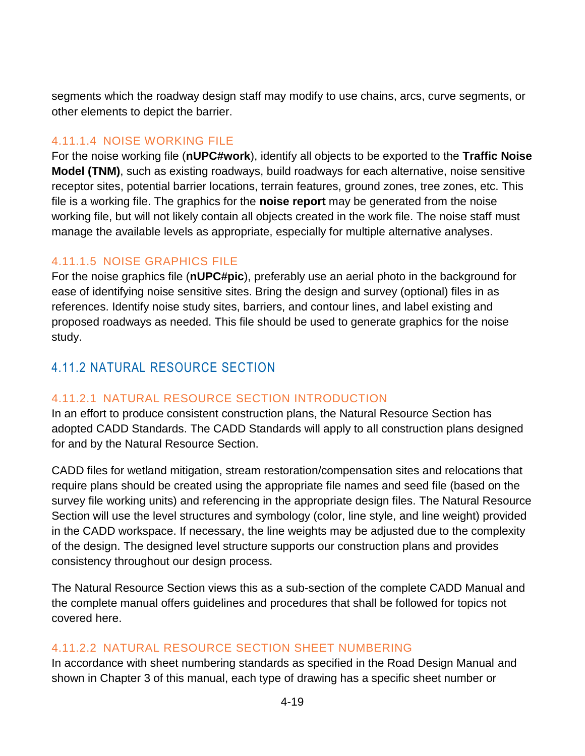segments which the roadway design staff may modify to use chains, arcs, curve segments, or other elements to depict the barrier.

#### 4.11.1.4 NOISE WORKING FILE

For the noise working file (**nUPC#work**), identify all objects to be exported to the **Traffic Noise Model (TNM)**, such as existing roadways, build roadways for each alternative, noise sensitive receptor sites, potential barrier locations, terrain features, ground zones, tree zones, etc. This file is a working file. The graphics for the **noise report** may be generated from the noise working file, but will not likely contain all objects created in the work file. The noise staff must manage the available levels as appropriate, especially for multiple alternative analyses.

#### 4.11.1.5 NOISE GRAPHICS FILE

For the noise graphics file (**nUPC#pic**), preferably use an aerial photo in the background for ease of identifying noise sensitive sites. Bring the design and survey (optional) files in as references. Identify noise study sites, barriers, and contour lines, and label existing and proposed roadways as needed. This file should be used to generate graphics for the noise study.

### 4.11.2 NATURAL RESOURCE SECTION

#### 4.11.2.1 NATURAL RESOURCE SECTION INTRODUCTION

In an effort to produce consistent construction plans, the Natural Resource Section has adopted CADD Standards. The CADD Standards will apply to all construction plans designed for and by the Natural Resource Section.

CADD files for wetland mitigation, stream restoration/compensation sites and relocations that require plans should be created using the appropriate file names and seed file (based on the survey file working units) and referencing in the appropriate design files. The Natural Resource Section will use the level structures and symbology (color, line style, and line weight) provided in the CADD workspace. If necessary, the line weights may be adjusted due to the complexity of the design. The designed level structure supports our construction plans and provides consistency throughout our design process.

The Natural Resource Section views this as a sub-section of the complete CADD Manual and the complete manual offers guidelines and procedures that shall be followed for topics not covered here.

#### 4.11.2.2 NATURAL RESOURCE SECTION SHEET NUMBERING

In accordance with sheet numbering standards as specified in the Road Design Manual and shown in Chapter 3 of this manual, each type of drawing has a specific sheet number or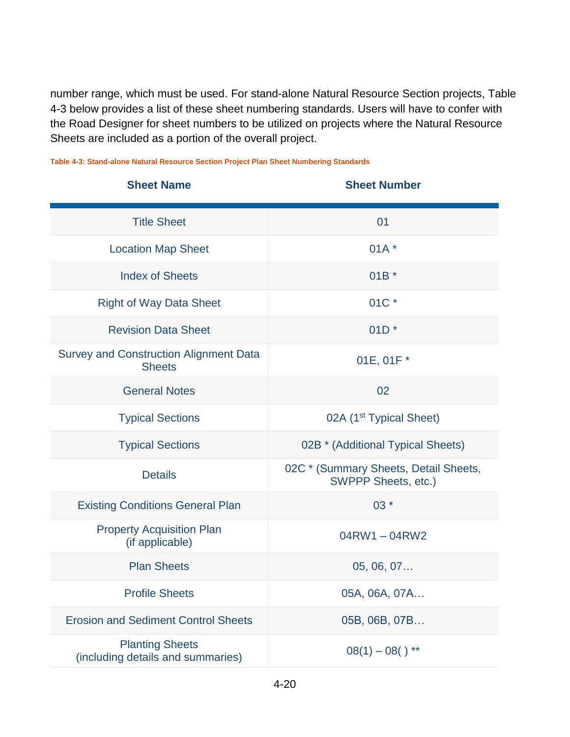number range, which must be used. For stand-alone Natural Resource Section projects, Table 4-3 below provides a list of these sheet numbering standards. Users will have to confer with the Road Designer for sheet numbers to be utilized on projects where the Natural Resource Sheets are included as a portion of the overall project.

**Table 4-3: Stand-alone Natural Resource Section Project Plan Sheet Numbering Standards**

| Sheet Name | Sheet Number |
|---|---|
| Title Sheet | 01 |
| Location Map Sheet | 01A * |
| Index of Sheets | 01B * |
| Right of Way Data Sheet | 01C * |
| Revision Data Sheet | 01D * |
| Survey and Construction Alignment Data Sheets | 01E, 01F * |
| General Notes | 02 |
| Typical Sections | 02A (1st Typical Sheet) |
| Typical Sections | 02B * (Additional Typical Sheets) |
| Details | 02C * (Summary Sheets, Detail Sheets, SWPPP Sheets, etc.) |
| Existing Conditions General Plan | 03 * |
| Property Acquisition Plan (if applicable) | 04RW1 – 04RW2 |
| Plan Sheets | 05, 06, 07… |
| Profile Sheets | 05A, 06A, 07A… |
| Erosion and Sediment Control Sheets | 05B, 06B, 07B… |
| Planting Sheets (including details and summaries) | 08(1) – 08( ) ** |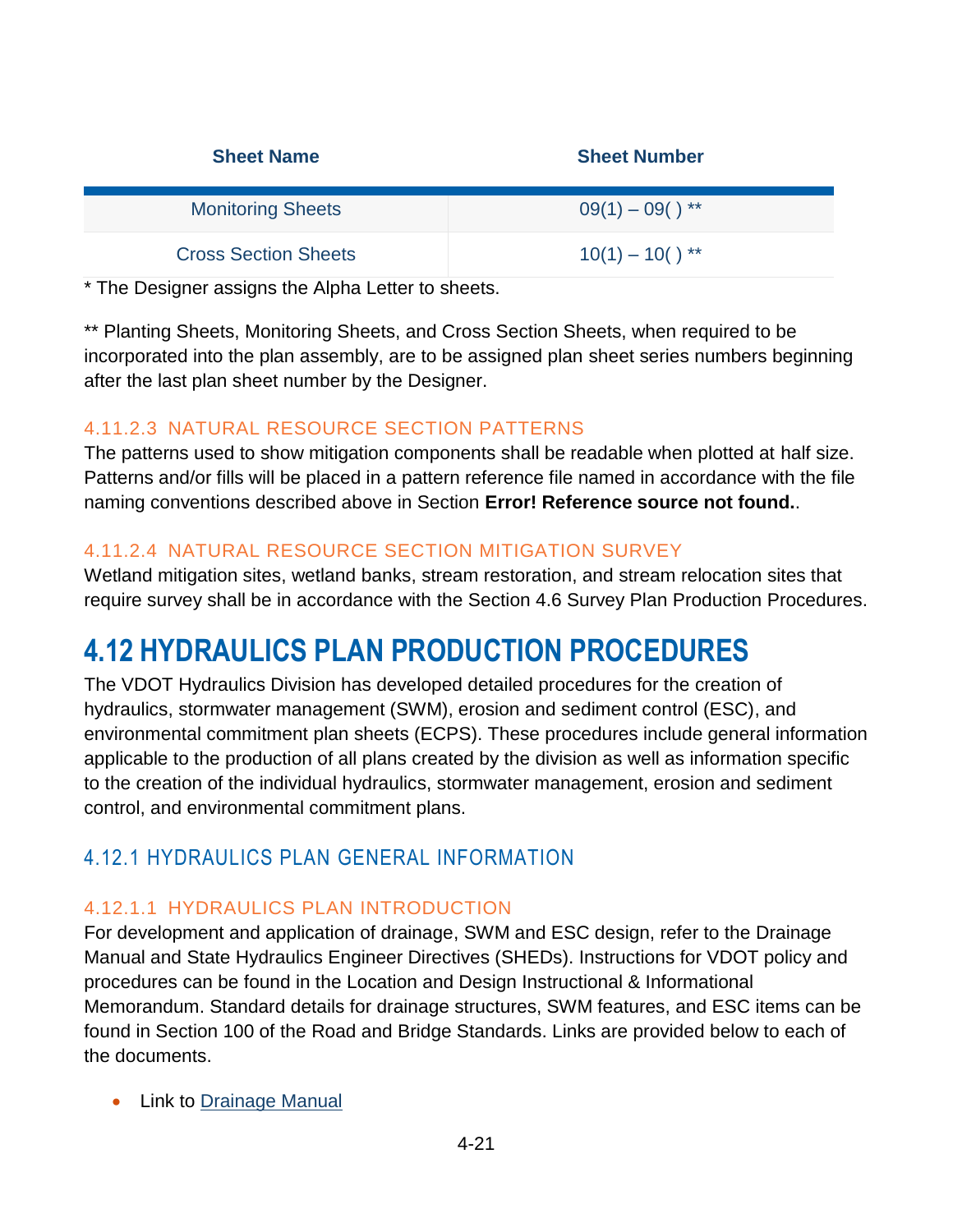| Sheet Name | Sheet Number |
|---|---|
| Monitoring Sheets | 09(1) – 09( ) ** |
| Cross Section Sheets | 10(1) – 10( ) ** |

* The Designer assigns the Alpha Letter to sheets.

** Planting Sheets, Monitoring Sheets, and Cross Section Sheets, when required to be incorporated into the plan assembly, are to be assigned plan sheet series numbers beginning after the last plan sheet number by the Designer.

#### 4.11.2.3 NATURAL RESOURCE SECTION PATTERNS

The patterns used to show mitigation components shall be readable when plotted at half size. Patterns and/or fills will be placed in a pattern reference file named in accordance with the file naming conventions described above in Section **Error! Reference source not found.**.

#### 4.11.2.4 NATURAL RESOURCE SECTION MITIGATION SURVEY

Wetland mitigation sites, wetland banks, stream restoration, and stream relocation sites that require survey shall be in accordance with the Section 4.6 Survey Plan Production Procedures.

# 4.12 HYDRAULICS PLAN PRODUCTION PROCEDURES

The VDOT Hydraulics Division has developed detailed procedures for the creation of hydraulics, stormwater management (SWM), erosion and sediment control (ESC), and environmental commitment plan sheets (ECPS). These procedures include general information applicable to the production of all plans created by the division as well as information specific to the creation of the individual hydraulics, stormwater management, erosion and sediment control, and environmental commitment plans.

## 4.12.1 HYDRAULICS PLAN GENERAL INFORMATION

#### 4.12.1.1 HYDRAULICS PLAN INTRODUCTION

For development and application of drainage, SWM and ESC design, refer to the Drainage Manual and State Hydraulics Engineer Directives (SHEDs). Instructions for VDOT policy and procedures can be found in the Location and Design Instructional & Informational Memorandum. Standard details for drainage structures, SWM features, and ESC items can be found in Section 100 of the Road and Bridge Standards. Links are provided below to each of the documents.

- Link to Drainage Manual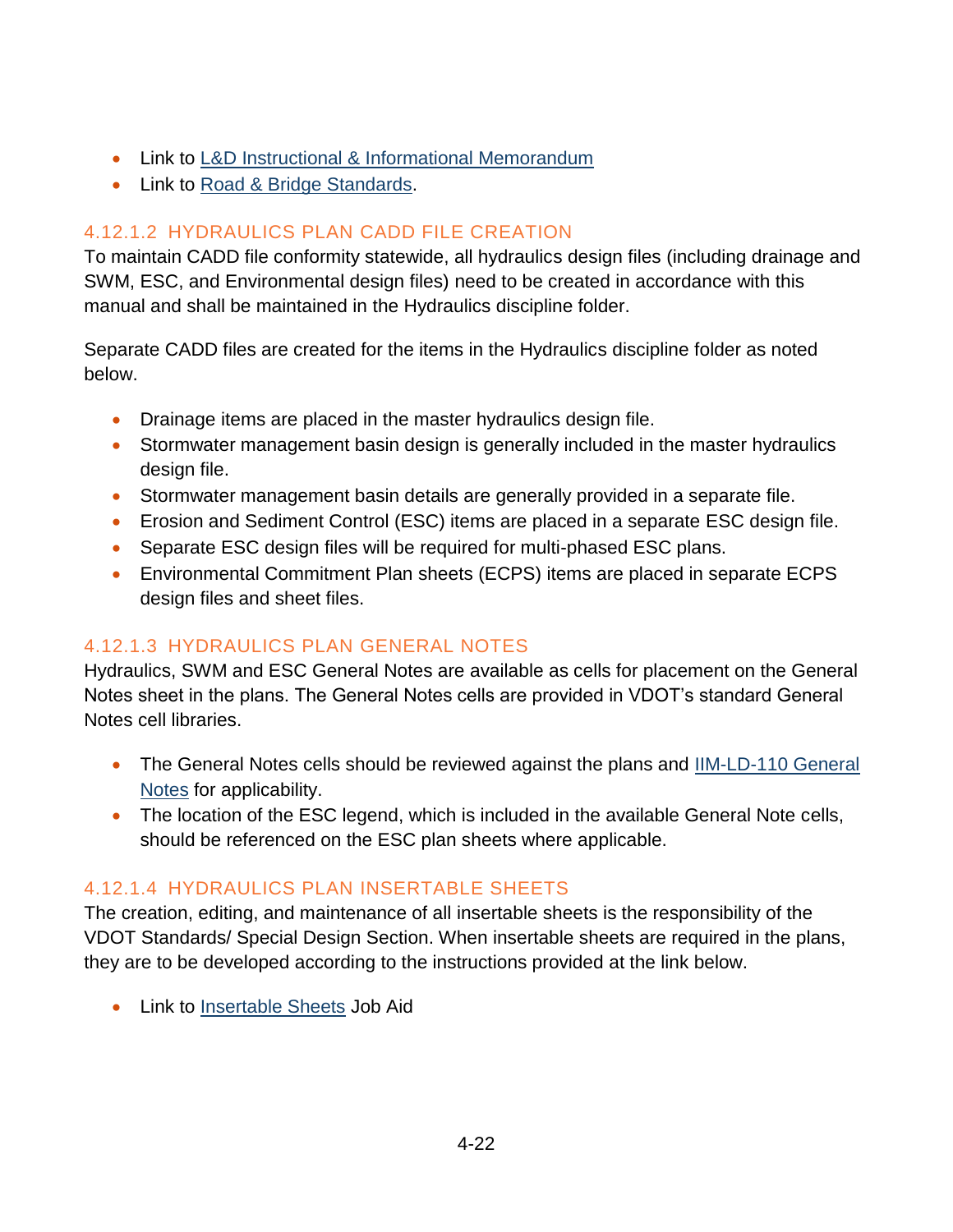- Link to L&D Instructional & Informational Memorandum
- Link to Road & Bridge Standards.

#### 4.12.1.2 HYDRAULICS PLAN CADD FILE CREATION

To maintain CADD file conformity statewide, all hydraulics design files (including drainage and SWM, ESC, and Environmental design files) need to be created in accordance with this manual and shall be maintained in the Hydraulics discipline folder.

Separate CADD files are created for the items in the Hydraulics discipline folder as noted below.

- Drainage items are placed in the master hydraulics design file.
- Stormwater management basin design is generally included in the master hydraulics design file.
- Stormwater management basin details are generally provided in a separate file.
- Erosion and Sediment Control (ESC) items are placed in a separate ESC design file.
- Separate ESC design files will be required for multi-phased ESC plans.
- Environmental Commitment Plan sheets (ECPS) items are placed in separate ECPS design files and sheet files.

#### 4.12.1.3 HYDRAULICS PLAN GENERAL NOTES

Hydraulics, SWM and ESC General Notes are available as cells for placement on the General Notes sheet in the plans. The General Notes cells are provided in VDOT's standard General Notes cell libraries.

- The General Notes cells should be reviewed against the plans and IIM-LD-110 General Notes for applicability.
- The location of the ESC legend, which is included in the available General Note cells, should be referenced on the ESC plan sheets where applicable.

#### 4.12.1.4 HYDRAULICS PLAN INSERTABLE SHEETS

The creation, editing, and maintenance of all insertable sheets is the responsibility of the VDOT Standards/ Special Design Section. When insertable sheets are required in the plans, they are to be developed according to the instructions provided at the link below.

- Link to Insertable Sheets Job Aid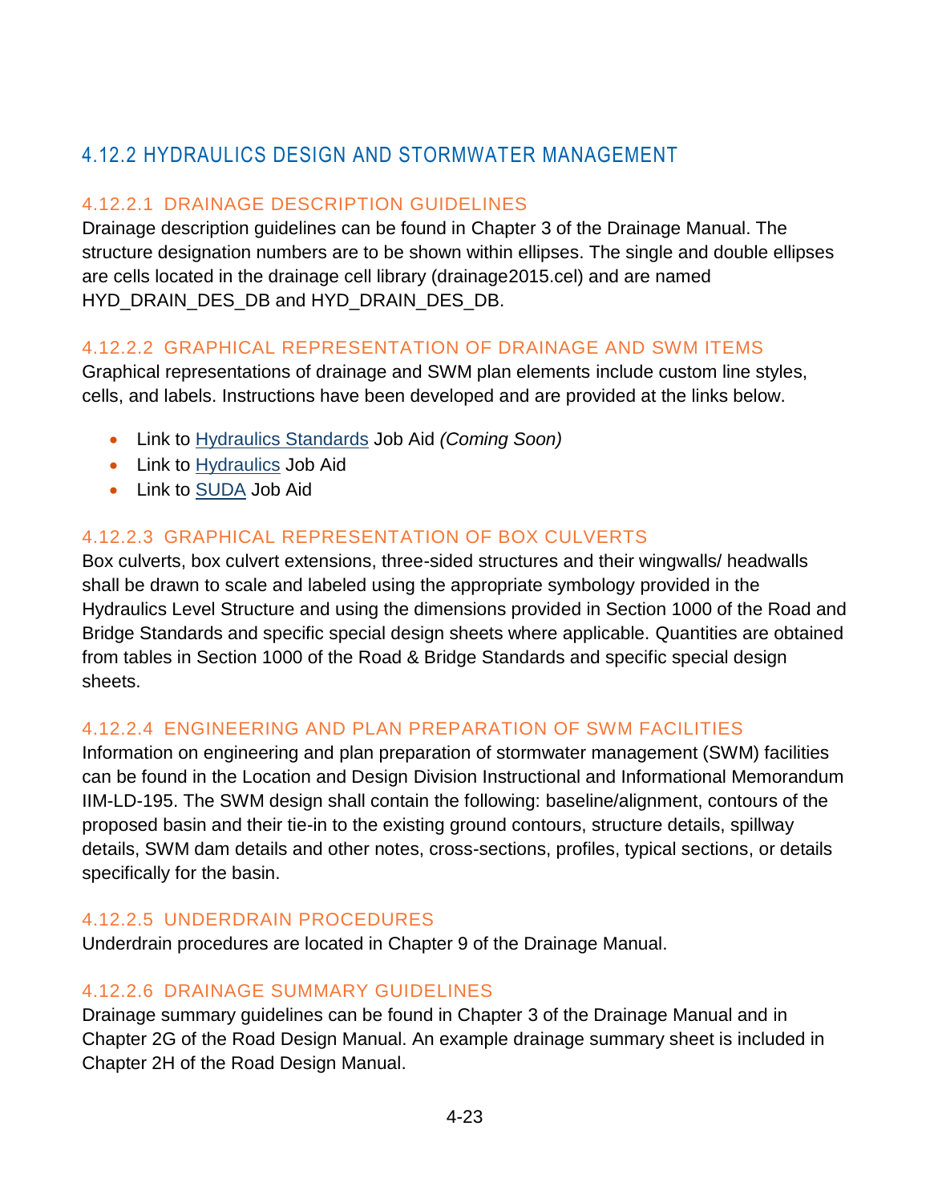## 4.12.2 HYDRAULICS DESIGN AND STORMWATER MANAGEMENT

### 4.12.2.1 DRAINAGE DESCRIPTION GUIDELINES

Drainage description guidelines can be found in Chapter 3 of the Drainage Manual. The structure designation numbers are to be shown within ellipses. The single and double ellipses are cells located in the drainage cell library (drainage2015.cel) and are named HYD_DRAIN_DES_DB and HYD_DRAIN_DES_DB.

### 4.12.2.2 GRAPHICAL REPRESENTATION OF DRAINAGE AND SWM ITEMS

Graphical representations of drainage and SWM plan elements include custom line styles, cells, and labels. Instructions have been developed and are provided at the links below.

- Link to Hydraulics Standards Job Aid *(Coming Soon)*
- Link to Hydraulics Job Aid
- Link to SUDA Job Aid

### 4.12.2.3 GRAPHICAL REPRESENTATION OF BOX CULVERTS

Box culverts, box culvert extensions, three-sided structures and their wingwalls/ headwalls shall be drawn to scale and labeled using the appropriate symbology provided in the Hydraulics Level Structure and using the dimensions provided in Section 1000 of the Road and Bridge Standards and specific special design sheets where applicable. Quantities are obtained from tables in Section 1000 of the Road & Bridge Standards and specific special design sheets.

### 4.12.2.4 ENGINEERING AND PLAN PREPARATION OF SWM FACILITIES

Information on engineering and plan preparation of stormwater management (SWM) facilities can be found in the Location and Design Division Instructional and Informational Memorandum IIM-LD-195. The SWM design shall contain the following: baseline/alignment, contours of the proposed basin and their tie-in to the existing ground contours, structure details, spillway details, SWM dam details and other notes, cross-sections, profiles, typical sections, or details specifically for the basin.

### 4.12.2.5 UNDERDRAIN PROCEDURES

Underdrain procedures are located in Chapter 9 of the Drainage Manual.

### 4.12.2.6 DRAINAGE SUMMARY GUIDELINES

Drainage summary guidelines can be found in Chapter 3 of the Drainage Manual and in Chapter 2G of the Road Design Manual. An example drainage summary sheet is included in Chapter 2H of the Road Design Manual.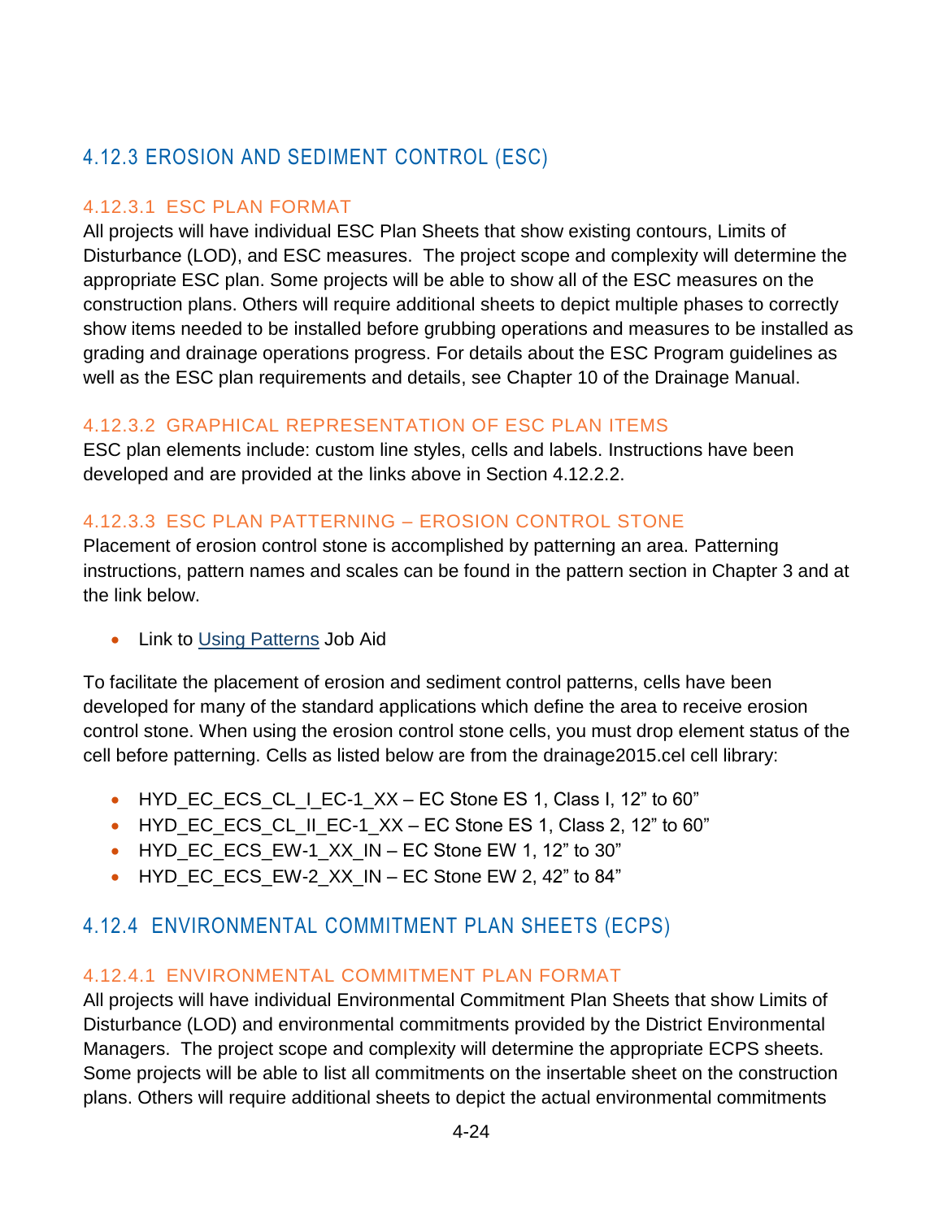## 4.12.3 EROSION AND SEDIMENT CONTROL (ESC)

### 4.12.3.1 ESC PLAN FORMAT

All projects will have individual ESC Plan Sheets that show existing contours, Limits of Disturbance (LOD), and ESC measures. The project scope and complexity will determine the appropriate ESC plan. Some projects will be able to show all of the ESC measures on the construction plans. Others will require additional sheets to depict multiple phases to correctly show items needed to be installed before grubbing operations and measures to be installed as grading and drainage operations progress. For details about the ESC Program guidelines as well as the ESC plan requirements and details, see Chapter 10 of the Drainage Manual.

### 4.12.3.2 GRAPHICAL REPRESENTATION OF ESC PLAN ITEMS

ESC plan elements include: custom line styles, cells and labels. Instructions have been developed and are provided at the links above in Section 4.12.2.2.

### 4.12.3.3 ESC PLAN PATTERNING – EROSION CONTROL STONE

Placement of erosion control stone is accomplished by patterning an area. Patterning instructions, pattern names and scales can be found in the pattern section in Chapter 3 and at the link below.

- Link to Using Patterns Job Aid

To facilitate the placement of erosion and sediment control patterns, cells have been developed for many of the standard applications which define the area to receive erosion control stone. When using the erosion control stone cells, you must drop element status of the cell before patterning. Cells as listed below are from the drainage2015.cel cell library:

- HYD_EC_ECS_CL_I_EC-1_XX – EC Stone ES 1, Class I, 12" to 60"
- HYD_EC_ECS_CL_II_EC-1_XX – EC Stone ES 1, Class 2, 12" to 60"
- HYD_EC_ECS_EW-1_XX_IN – EC Stone EW 1, 12" to 30"
- HYD_EC_ECS_EW-2_XX_IN – EC Stone EW 2, 42" to 84"

## 4.12.4 ENVIRONMENTAL COMMITMENT PLAN SHEETS (ECPS)

### 4.12.4.1 ENVIRONMENTAL COMMITMENT PLAN FORMAT

All projects will have individual Environmental Commitment Plan Sheets that show Limits of Disturbance (LOD) and environmental commitments provided by the District Environmental Managers. The project scope and complexity will determine the appropriate ECPS sheets. Some projects will be able to list all commitments on the insertable sheet on the construction plans. Others will require additional sheets to depict the actual environmental commitments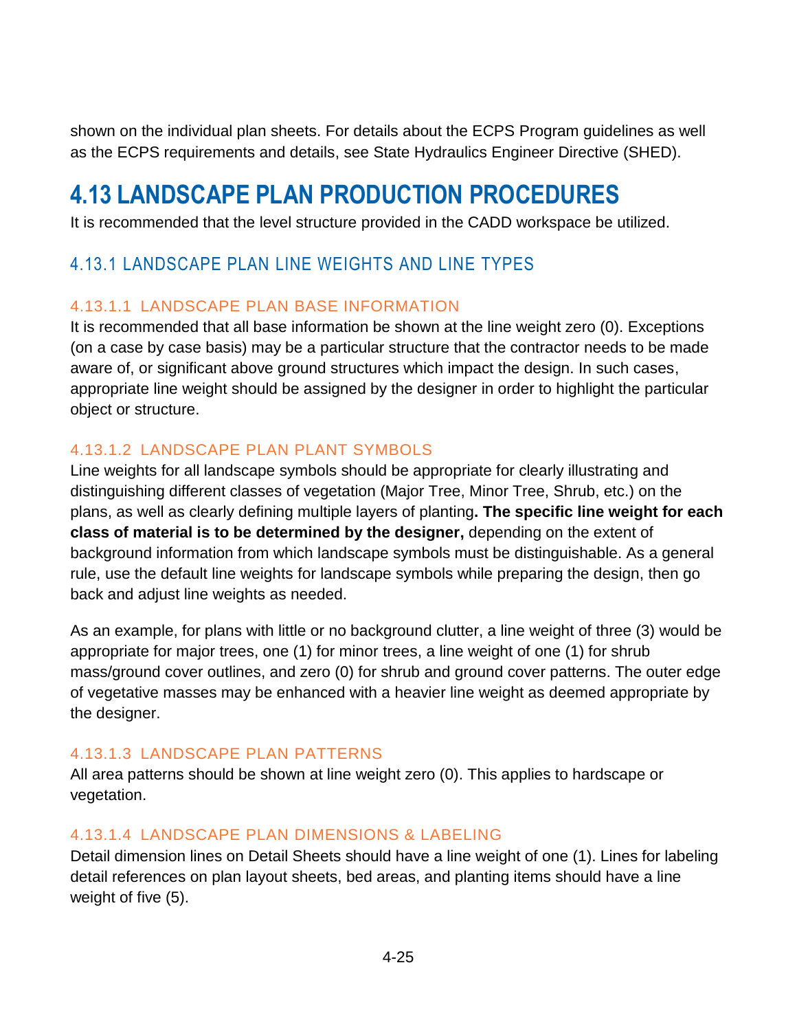shown on the individual plan sheets. For details about the ECPS Program guidelines as well as the ECPS requirements and details, see State Hydraulics Engineer Directive (SHED).

# 4.13 LANDSCAPE PLAN PRODUCTION PROCEDURES

It is recommended that the level structure provided in the CADD workspace be utilized.

## 4.13.1 LANDSCAPE PLAN LINE WEIGHTS AND LINE TYPES

### 4.13.1.1 LANDSCAPE PLAN BASE INFORMATION

It is recommended that all base information be shown at the line weight zero (0). Exceptions (on a case by case basis) may be a particular structure that the contractor needs to be made aware of, or significant above ground structures which impact the design. In such cases, appropriate line weight should be assigned by the designer in order to highlight the particular object or structure.

### 4.13.1.2 LANDSCAPE PLAN PLANT SYMBOLS

Line weights for all landscape symbols should be appropriate for clearly illustrating and distinguishing different classes of vegetation (Major Tree, Minor Tree, Shrub, etc.) on the plans, as well as clearly defining multiple layers of planting**. The specific line weight for each class of material is to be determined by the designer,** depending on the extent of background information from which landscape symbols must be distinguishable. As a general rule, use the default line weights for landscape symbols while preparing the design, then go back and adjust line weights as needed.

As an example, for plans with little or no background clutter, a line weight of three (3) would be appropriate for major trees, one (1) for minor trees, a line weight of one (1) for shrub mass/ground cover outlines, and zero (0) for shrub and ground cover patterns. The outer edge of vegetative masses may be enhanced with a heavier line weight as deemed appropriate by the designer.

### 4.13.1.3 LANDSCAPE PLAN PATTERNS

All area patterns should be shown at line weight zero (0). This applies to hardscape or vegetation.

### 4.13.1.4 LANDSCAPE PLAN DIMENSIONS & LABELING

Detail dimension lines on Detail Sheets should have a line weight of one (1). Lines for labeling detail references on plan layout sheets, bed areas, and planting items should have a line weight of five (5).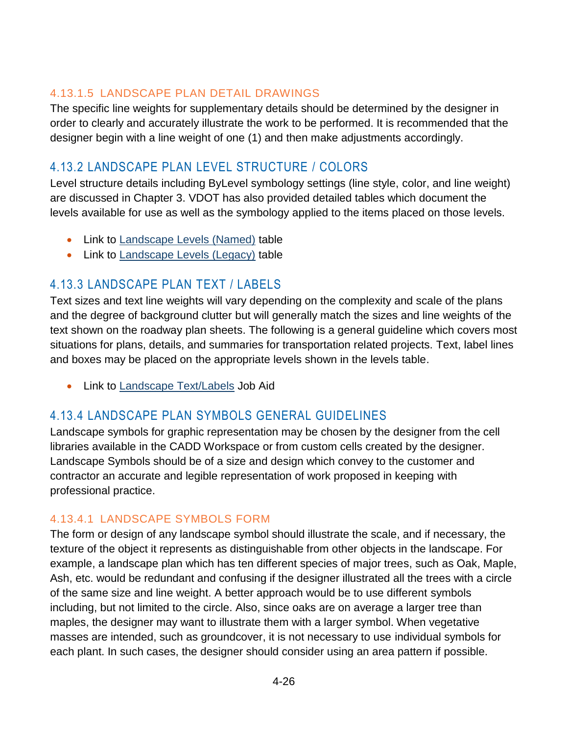#### 4.13.1.5 LANDSCAPE PLAN DETAIL DRAWINGS

The specific line weights for supplementary details should be determined by the designer in order to clearly and accurately illustrate the work to be performed. It is recommended that the designer begin with a line weight of one (1) and then make adjustments accordingly.

### 4.13.2 LANDSCAPE PLAN LEVEL STRUCTURE / COLORS

Level structure details including ByLevel symbology settings (line style, color, and line weight) are discussed in Chapter 3. VDOT has also provided detailed tables which document the levels available for use as well as the symbology applied to the items placed on those levels.

- Link to Landscape Levels (Named) table
- Link to Landscape Levels (Legacy) table

### 4.13.3 LANDSCAPE PLAN TEXT / LABELS

Text sizes and text line weights will vary depending on the complexity and scale of the plans and the degree of background clutter but will generally match the sizes and line weights of the text shown on the roadway plan sheets. The following is a general guideline which covers most situations for plans, details, and summaries for transportation related projects. Text, label lines and boxes may be placed on the appropriate levels shown in the levels table.

- Link to Landscape Text/Labels Job Aid

### 4.13.4 LANDSCAPE PLAN SYMBOLS GENERAL GUIDELINES

Landscape symbols for graphic representation may be chosen by the designer from the cell libraries available in the CADD Workspace or from custom cells created by the designer. Landscape Symbols should be of a size and design which convey to the customer and contractor an accurate and legible representation of work proposed in keeping with professional practice.

#### 4.13.4.1 LANDSCAPE SYMBOLS FORM

The form or design of any landscape symbol should illustrate the scale, and if necessary, the texture of the object it represents as distinguishable from other objects in the landscape. For example, a landscape plan which has ten different species of major trees, such as Oak, Maple, Ash, etc. would be redundant and confusing if the designer illustrated all the trees with a circle of the same size and line weight. A better approach would be to use different symbols including, but not limited to the circle. Also, since oaks are on average a larger tree than maples, the designer may want to illustrate them with a larger symbol. When vegetative masses are intended, such as groundcover, it is not necessary to use individual symbols for each plant. In such cases, the designer should consider using an area pattern if possible.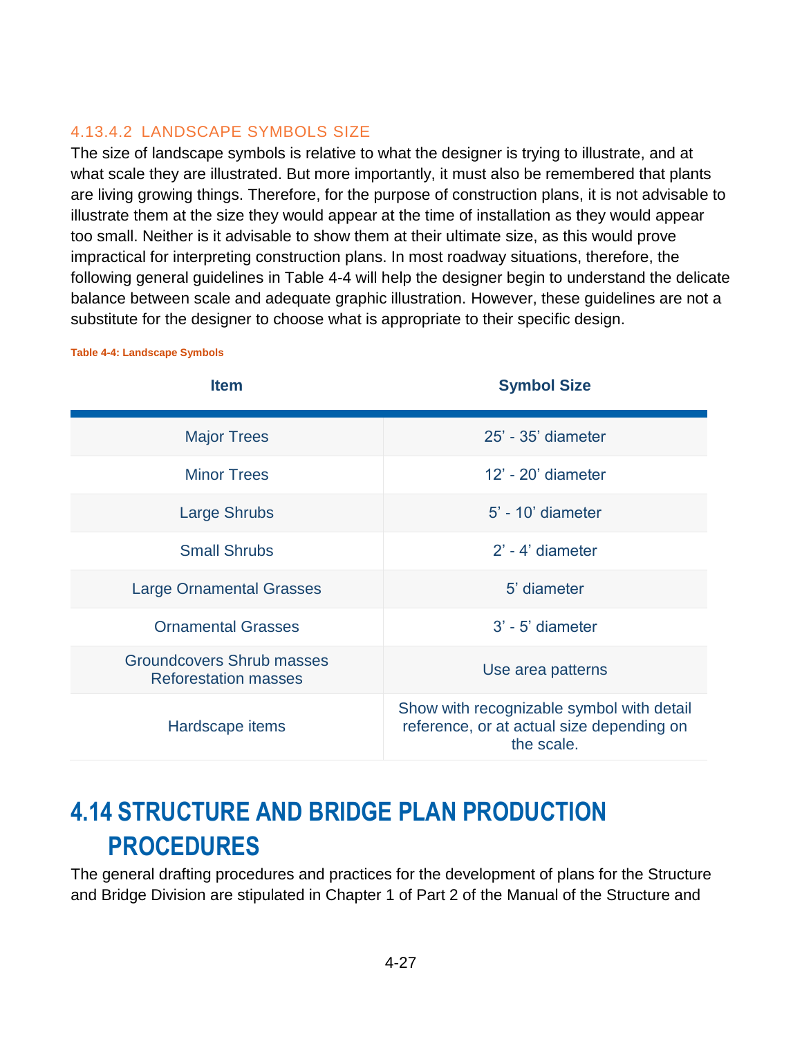#### 4.13.4.2 LANDSCAPE SYMBOLS SIZE

The size of landscape symbols is relative to what the designer is trying to illustrate, and at what scale they are illustrated. But more importantly, it must also be remembered that plants are living growing things. Therefore, for the purpose of construction plans, it is not advisable to illustrate them at the size they would appear at the time of installation as they would appear too small. Neither is it advisable to show them at their ultimate size, as this would prove impractical for interpreting construction plans. In most roadway situations, therefore, the following general guidelines in Table 4-4 will help the designer begin to understand the delicate balance between scale and adequate graphic illustration. However, these guidelines are not a substitute for the designer to choose what is appropriate to their specific design.

**Table 4-4: Landscape Symbols**

| Item | Symbol Size |
|---|---|
| Major Trees | 25' - 35' diameter |
| Minor Trees | 12' - 20' diameter |
| Large Shrubs | 5' - 10' diameter |
| Small Shrubs | 2' - 4' diameter |
| Large Ornamental Grasses | 5' diameter |
| Ornamental Grasses | 3' - 5' diameter |
| Groundcovers Shrub masses Reforestation masses | Use area patterns |
| Hardscape items | Show with recognizable symbol with detail reference, or at actual size depending on the scale. |

## 4.14 STRUCTURE AND BRIDGE PLAN PRODUCTION PROCEDURES

The general drafting procedures and practices for the development of plans for the Structure and Bridge Division are stipulated in Chapter 1 of Part 2 of the Manual of the Structure and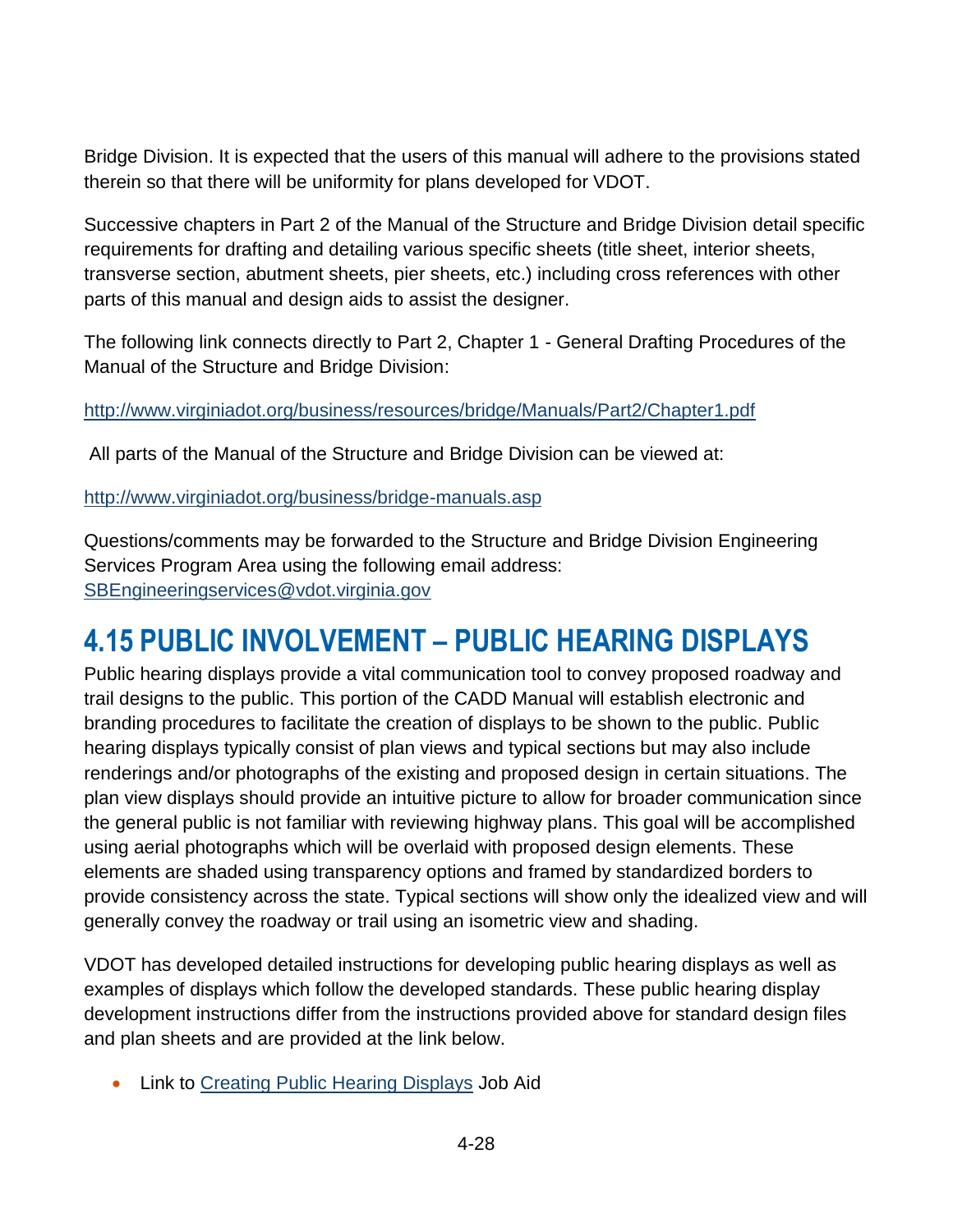Bridge Division. It is expected that the users of this manual will adhere to the provisions stated therein so that there will be uniformity for plans developed for VDOT.

Successive chapters in Part 2 of the Manual of the Structure and Bridge Division detail specific requirements for drafting and detailing various specific sheets (title sheet, interior sheets, transverse section, abutment sheets, pier sheets, etc.) including cross references with other parts of this manual and design aids to assist the designer.

The following link connects directly to Part 2, Chapter 1 - General Drafting Procedures of the Manual of the Structure and Bridge Division:

http://www.virginiadot.org/business/resources/bridge/Manuals/Part2/Chapter1.pdf

All parts of the Manual of the Structure and Bridge Division can be viewed at:

http://www.virginiadot.org/business/bridge-manuals.asp

Questions/comments may be forwarded to the Structure and Bridge Division Engineering Services Program Area using the following email address: SBEngineeringservices@vdot.virginia.gov

## 4.15 PUBLIC INVOLVEMENT – PUBLIC HEARING DISPLAYS

Public hearing displays provide a vital communication tool to convey proposed roadway and trail designs to the public. This portion of the CADD Manual will establish electronic and branding procedures to facilitate the creation of displays to be shown to the public. Public hearing displays typically consist of plan views and typical sections but may also include renderings and/or photographs of the existing and proposed design in certain situations. The plan view displays should provide an intuitive picture to allow for broader communication since the general public is not familiar with reviewing highway plans. This goal will be accomplished using aerial photographs which will be overlaid with proposed design elements. These elements are shaded using transparency options and framed by standardized borders to provide consistency across the state. Typical sections will show only the idealized view and will generally convey the roadway or trail using an isometric view and shading.

VDOT has developed detailed instructions for developing public hearing displays as well as examples of displays which follow the developed standards. These public hearing display development instructions differ from the instructions provided above for standard design files and plan sheets and are provided at the link below.

- Link to Creating Public Hearing Displays Job Aid